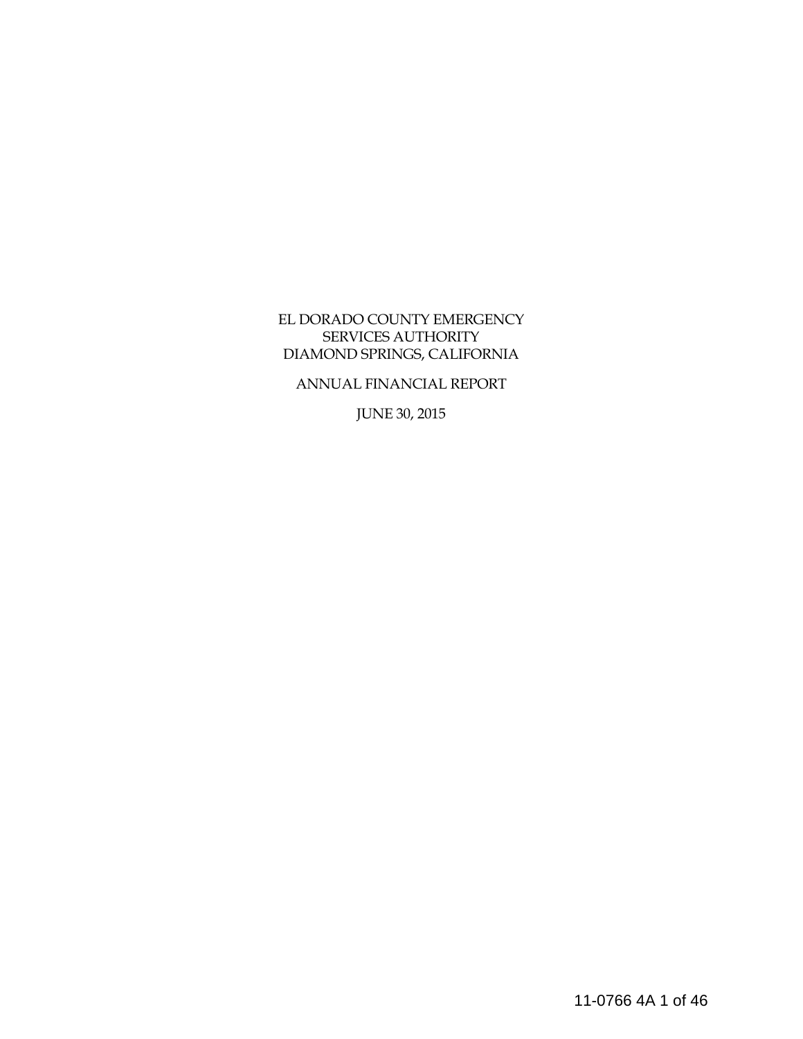EL DORADO COUNTY EMERGENCY
SERVICES AUTHORITY
DIAMOND SPRINGS, CALIFORNIA

ANNUAL FINANCIAL REPORT

JUNE 30, 2015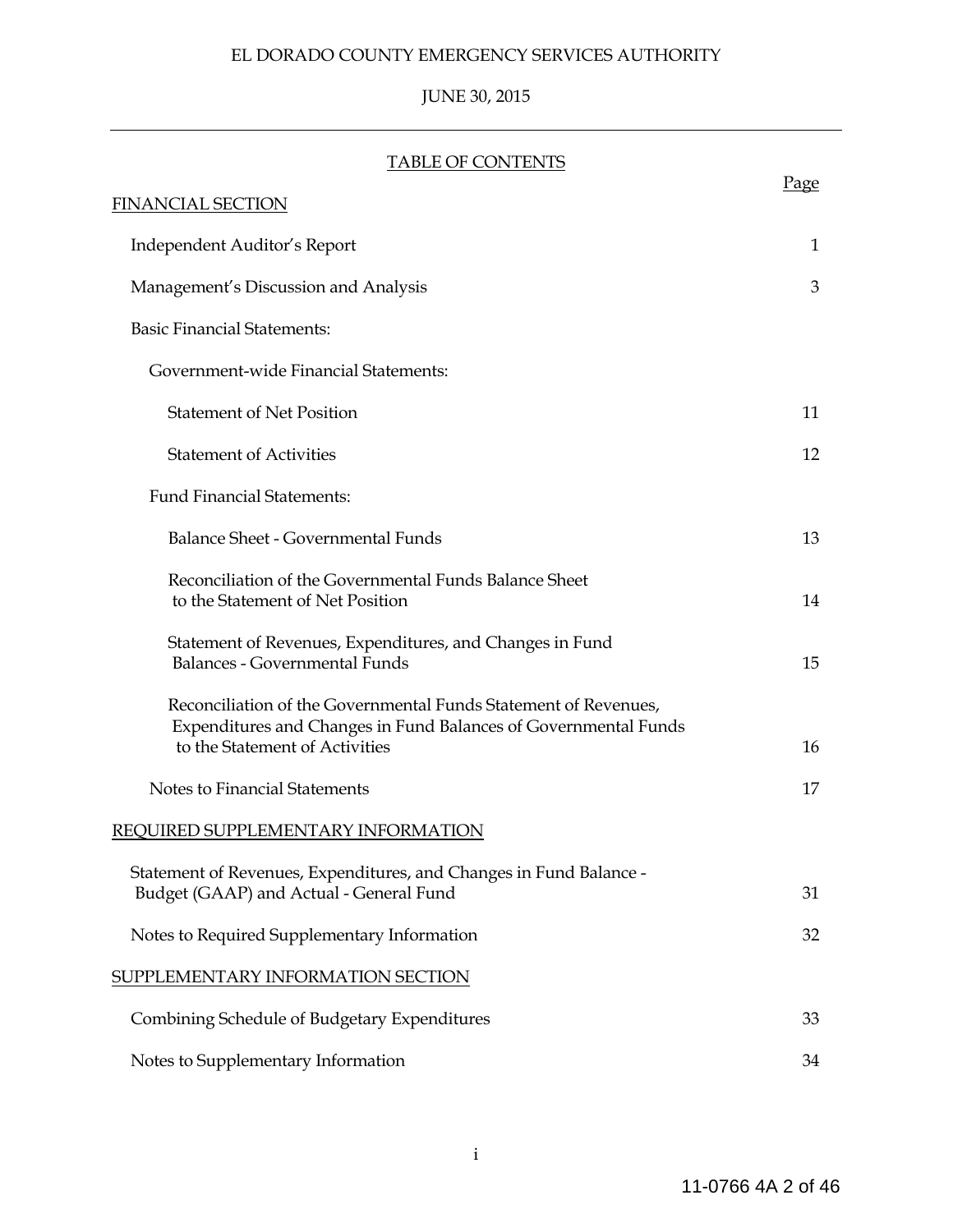EL DORADO COUNTY EMERGENCY SERVICES AUTHORITY

JUNE 30, 2015

## TABLE OF CONTENTS

| | Page |
|---|---|
| **FINANCIAL SECTION** | |
| Independent Auditor's Report | 1 |
| Management's Discussion and Analysis | 3 |
| Basic Financial Statements: | |
| Government-wide Financial Statements: | |
| Statement of Net Position | 11 |
| Statement of Activities | 12 |
| Fund Financial Statements: | |
| Balance Sheet - Governmental Funds | 13 |
| Reconciliation of the Governmental Funds Balance Sheet to the Statement of Net Position | 14 |
| Statement of Revenues, Expenditures, and Changes in Fund Balances - Governmental Funds | 15 |
| Reconciliation of the Governmental Funds Statement of Revenues, Expenditures and Changes in Fund Balances of Governmental Funds to the Statement of Activities | 16 |
| Notes to Financial Statements | 17 |
| **REQUIRED SUPPLEMENTARY INFORMATION** | |
| Statement of Revenues, Expenditures, and Changes in Fund Balance - Budget (GAAP) and Actual - General Fund | 31 |
| Notes to Required Supplementary Information | 32 |
| **SUPPLEMENTARY INFORMATION SECTION** | |
| Combining Schedule of Budgetary Expenditures | 33 |
| Notes to Supplementary Information | 34 |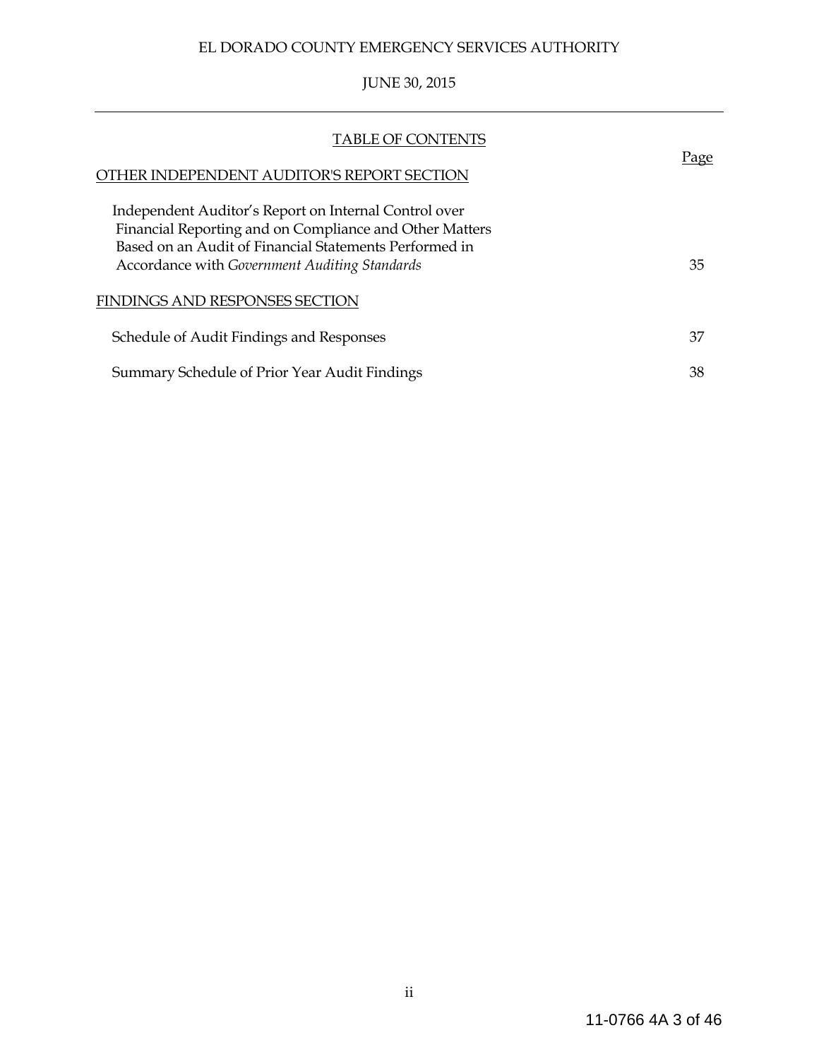EL DORADO COUNTY EMERGENCY SERVICES AUTHORITY

JUNE 30, 2015

TABLE OF CONTENTS

| | Page |
|---|---|
| OTHER INDEPENDENT AUDITOR'S REPORT SECTION | |
| Independent Auditor's Report on Internal Control over Financial Reporting and on Compliance and Other Matters Based on an Audit of Financial Statements Performed in Accordance with *Government Auditing Standards* | 35 |
| FINDINGS AND RESPONSES SECTION | |
| Schedule of Audit Findings and Responses | 37 |
| Summary Schedule of Prior Year Audit Findings | 38 |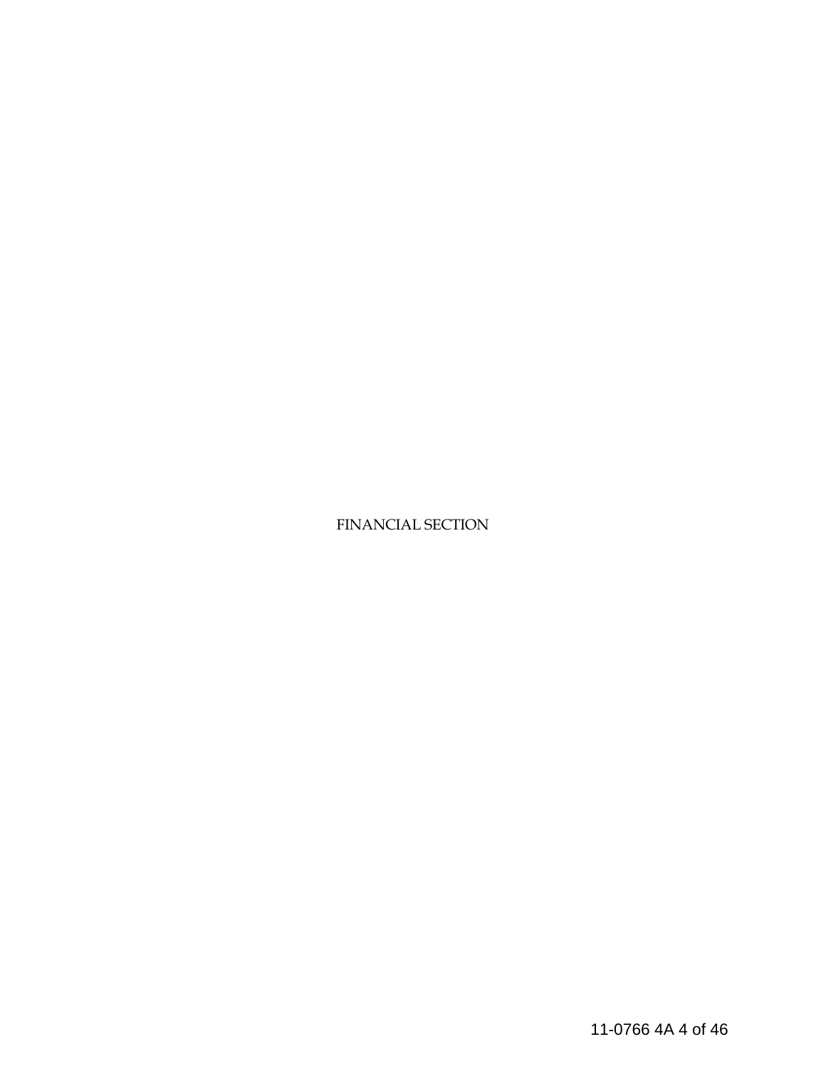# FINANCIAL SECTION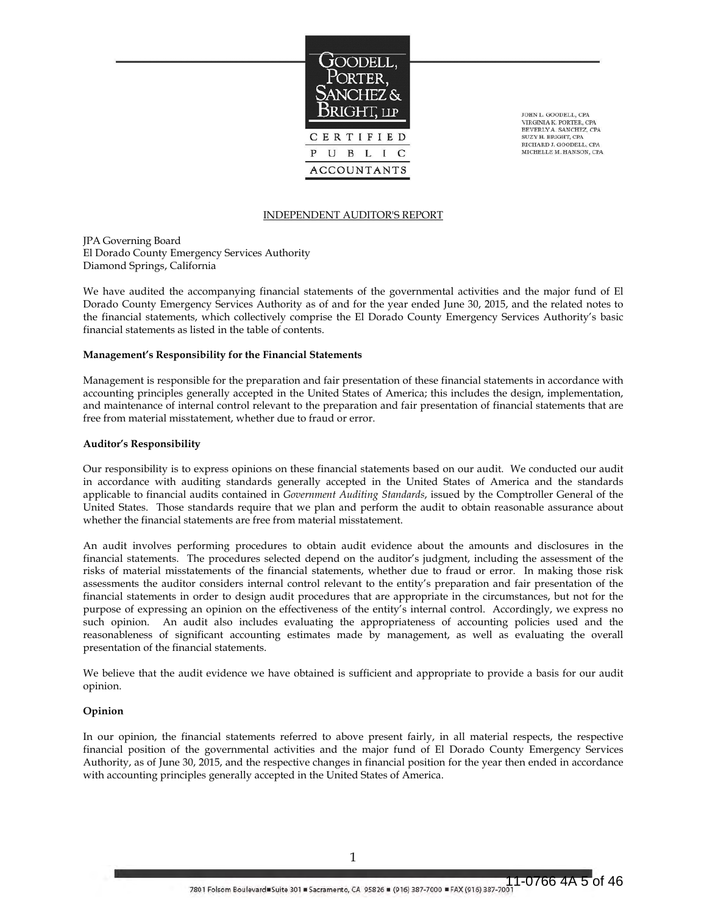GOODELL, PORTER, SANCHEZ & BRIGHT, LLP

CERTIFIED PUBLIC ACCOUNTANTS

JOHN L. GOODELL, CPA
VIRGINIA K. PORTER, CPA
BEVERLY A. SANCHEZ, CPA
SUZY H. BRIGHT, CPA
RICHARD J. GOODELL, CPA
MICHELLE M. HANSON, CPA

# INDEPENDENT AUDITOR'S REPORT

JPA Governing Board
El Dorado County Emergency Services Authority
Diamond Springs, California

We have audited the accompanying financial statements of the governmental activities and the major fund of El Dorado County Emergency Services Authority as of and for the year ended June 30, 2015, and the related notes to the financial statements, which collectively comprise the El Dorado County Emergency Services Authority's basic financial statements as listed in the table of contents.

**Management's Responsibility for the Financial Statements**

Management is responsible for the preparation and fair presentation of these financial statements in accordance with accounting principles generally accepted in the United States of America; this includes the design, implementation, and maintenance of internal control relevant to the preparation and fair presentation of financial statements that are free from material misstatement, whether due to fraud or error.

**Auditor's Responsibility**

Our responsibility is to express opinions on these financial statements based on our audit. We conducted our audit in accordance with auditing standards generally accepted in the United States of America and the standards applicable to financial audits contained in *Government Auditing Standards*, issued by the Comptroller General of the United States. Those standards require that we plan and perform the audit to obtain reasonable assurance about whether the financial statements are free from material misstatement.

An audit involves performing procedures to obtain audit evidence about the amounts and disclosures in the financial statements. The procedures selected depend on the auditor's judgment, including the assessment of the risks of material misstatements of the financial statements, whether due to fraud or error. In making those risk assessments the auditor considers internal control relevant to the entity's preparation and fair presentation of the financial statements in order to design audit procedures that are appropriate in the circumstances, but not for the purpose of expressing an opinion on the effectiveness of the entity's internal control. Accordingly, we express no such opinion. An audit also includes evaluating the appropriateness of accounting policies used and the reasonableness of significant accounting estimates made by management, as well as evaluating the overall presentation of the financial statements.

We believe that the audit evidence we have obtained is sufficient and appropriate to provide a basis for our audit opinion.

**Opinion**

In our opinion, the financial statements referred to above present fairly, in all material respects, the respective financial position of the governmental activities and the major fund of El Dorado County Emergency Services Authority, as of June 30, 2015, and the respective changes in financial position for the year then ended in accordance with accounting principles generally accepted in the United States of America.

7801 Folsom Boulevard■Suite 301 ■ Sacramento, CA 95826 ■ (916) 387-7000 ■ FAX (916) 387-7001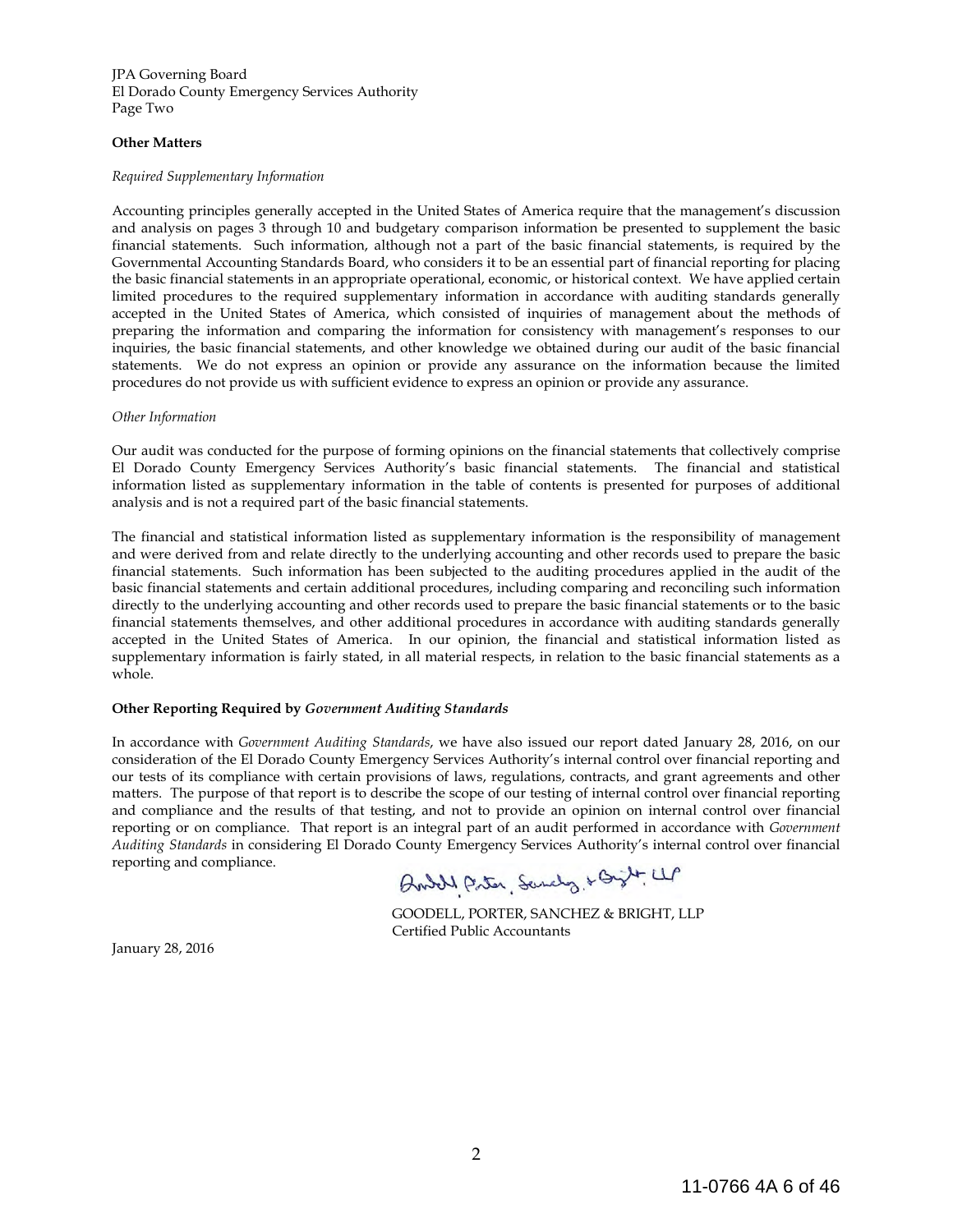JPA Governing Board
El Dorado County Emergency Services Authority
Page Two

**Other Matters**

*Required Supplementary Information*

Accounting principles generally accepted in the United States of America require that the management's discussion and analysis on pages 3 through 10 and budgetary comparison information be presented to supplement the basic financial statements. Such information, although not a part of the basic financial statements, is required by the Governmental Accounting Standards Board, who considers it to be an essential part of financial reporting for placing the basic financial statements in an appropriate operational, economic, or historical context. We have applied certain limited procedures to the required supplementary information in accordance with auditing standards generally accepted in the United States of America, which consisted of inquiries of management about the methods of preparing the information and comparing the information for consistency with management's responses to our inquiries, the basic financial statements, and other knowledge we obtained during our audit of the basic financial statements. We do not express an opinion or provide any assurance on the information because the limited procedures do not provide us with sufficient evidence to express an opinion or provide any assurance.

*Other Information*

Our audit was conducted for the purpose of forming opinions on the financial statements that collectively comprise El Dorado County Emergency Services Authority's basic financial statements. The financial and statistical information listed as supplementary information in the table of contents is presented for purposes of additional analysis and is not a required part of the basic financial statements.

The financial and statistical information listed as supplementary information is the responsibility of management and were derived from and relate directly to the underlying accounting and other records used to prepare the basic financial statements. Such information has been subjected to the auditing procedures applied in the audit of the basic financial statements and certain additional procedures, including comparing and reconciling such information directly to the underlying accounting and other records used to prepare the basic financial statements or to the basic financial statements themselves, and other additional procedures in accordance with auditing standards generally accepted in the United States of America. In our opinion, the financial and statistical information listed as supplementary information is fairly stated, in all material respects, in relation to the basic financial statements as a whole.

**Other Reporting Required by *Government Auditing Standards***

In accordance with *Government Auditing Standards*, we have also issued our report dated January 28, 2016, on our consideration of the El Dorado County Emergency Services Authority's internal control over financial reporting and our tests of its compliance with certain provisions of laws, regulations, contracts, and grant agreements and other matters. The purpose of that report is to describe the scope of our testing of internal control over financial reporting and compliance and the results of that testing, and not to provide an opinion on internal control over financial reporting or on compliance. That report is an integral part of an audit performed in accordance with *Government Auditing Standards* in considering El Dorado County Emergency Services Authority's internal control over financial reporting and compliance.

GOODELL, PORTER, SANCHEZ & BRIGHT, LLP
Certified Public Accountants

January 28, 2016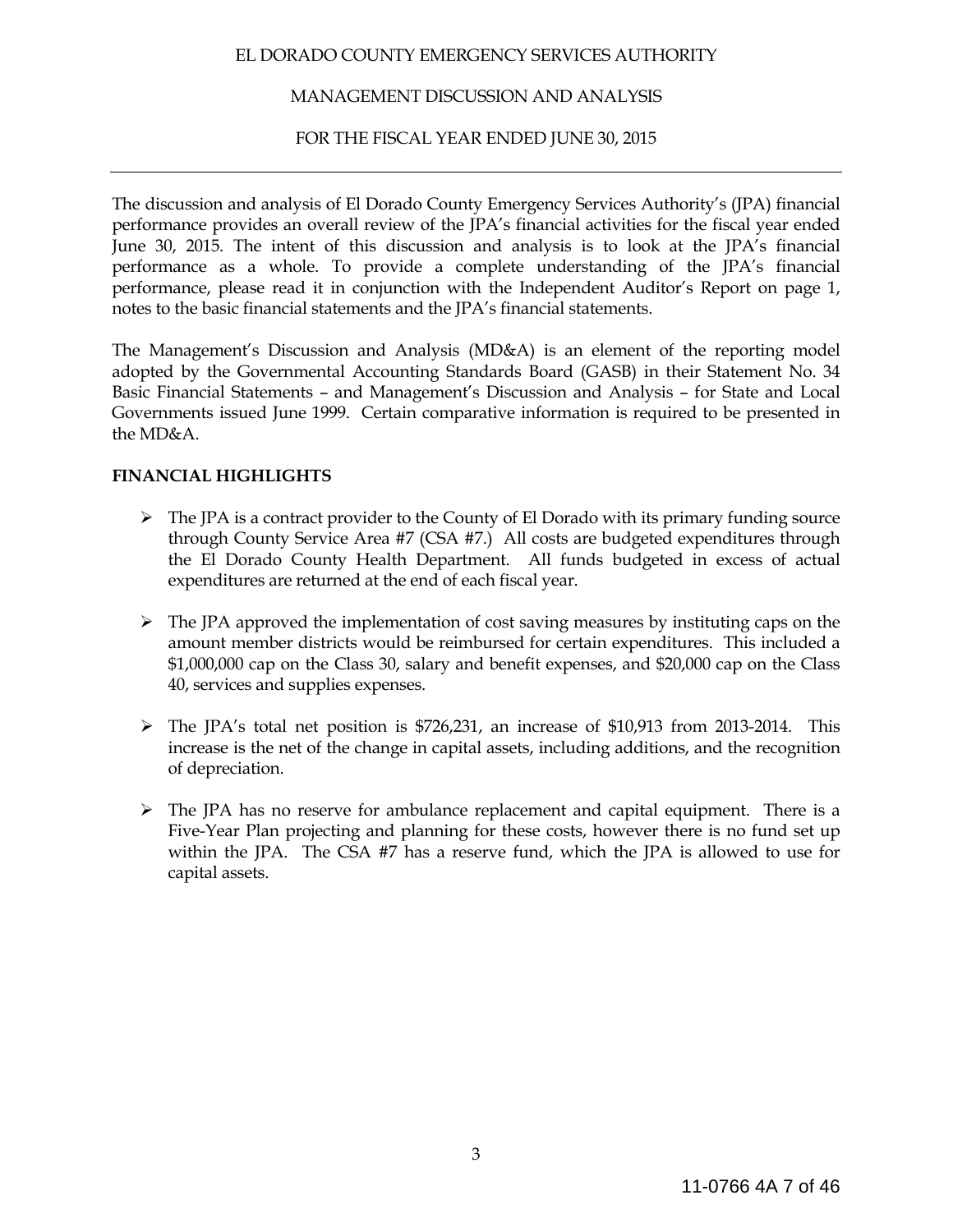EL DORADO COUNTY EMERGENCY SERVICES AUTHORITY

MANAGEMENT DISCUSSION AND ANALYSIS

FOR THE FISCAL YEAR ENDED JUNE 30, 2015

---

The discussion and analysis of El Dorado County Emergency Services Authority's (JPA) financial performance provides an overall review of the JPA's financial activities for the fiscal year ended June 30, 2015. The intent of this discussion and analysis is to look at the JPA's financial performance as a whole. To provide a complete understanding of the JPA's financial performance, please read it in conjunction with the Independent Auditor's Report on page 1, notes to the basic financial statements and the JPA's financial statements.

The Management's Discussion and Analysis (MD&A) is an element of the reporting model adopted by the Governmental Accounting Standards Board (GASB) in their Statement No. 34 Basic Financial Statements – and Management's Discussion and Analysis – for State and Local Governments issued June 1999. Certain comparative information is required to be presented in the MD&A.

**FINANCIAL HIGHLIGHTS**

- The JPA is a contract provider to the County of El Dorado with its primary funding source through County Service Area #7 (CSA #7.) All costs are budgeted expenditures through the El Dorado County Health Department. All funds budgeted in excess of actual expenditures are returned at the end of each fiscal year.

- The JPA approved the implementation of cost saving measures by instituting caps on the amount member districts would be reimbursed for certain expenditures. This included a $1,000,000 cap on the Class 30, salary and benefit expenses, and $20,000 cap on the Class 40, services and supplies expenses.

- The JPA's total net position is $726,231, an increase of $10,913 from 2013-2014. This increase is the net of the change in capital assets, including additions, and the recognition of depreciation.

- The JPA has no reserve for ambulance replacement and capital equipment. There is a Five-Year Plan projecting and planning for these costs, however there is no fund set up within the JPA. The CSA #7 has a reserve fund, which the JPA is allowed to use for capital assets.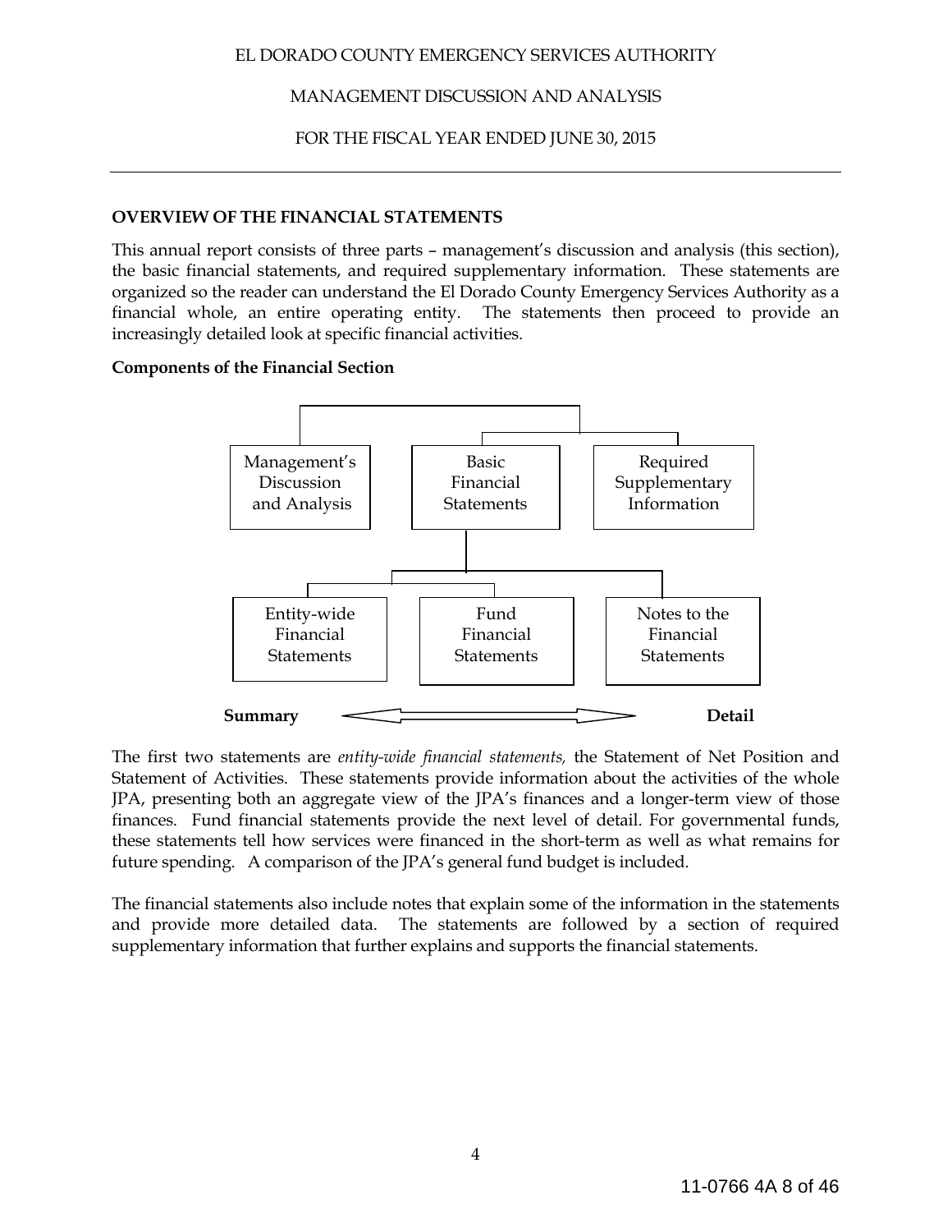## OVERVIEW OF THE FINANCIAL STATEMENTS

This annual report consists of three parts – management's discussion and analysis (this section), the basic financial statements, and required supplementary information. These statements are organized so the reader can understand the El Dorado County Emergency Services Authority as a financial whole, an entire operating entity. The statements then proceed to provide an increasingly detailed look at specific financial activities.

**Components of the Financial Section**

Management's Discussion and Analysis | Basic Financial Statements | Required Supplementary Information

Entity-wide Financial Statements | Fund Financial Statements | Notes to the Financial Statements

**Summary** ⟷ **Detail**

The first two statements are *entity-wide financial statements,* the Statement of Net Position and Statement of Activities. These statements provide information about the activities of the whole JPA, presenting both an aggregate view of the JPA's finances and a longer-term view of those finances. Fund financial statements provide the next level of detail. For governmental funds, these statements tell how services were financed in the short-term as well as what remains for future spending. A comparison of the JPA's general fund budget is included.

The financial statements also include notes that explain some of the information in the statements and provide more detailed data. The statements are followed by a section of required supplementary information that further explains and supports the financial statements.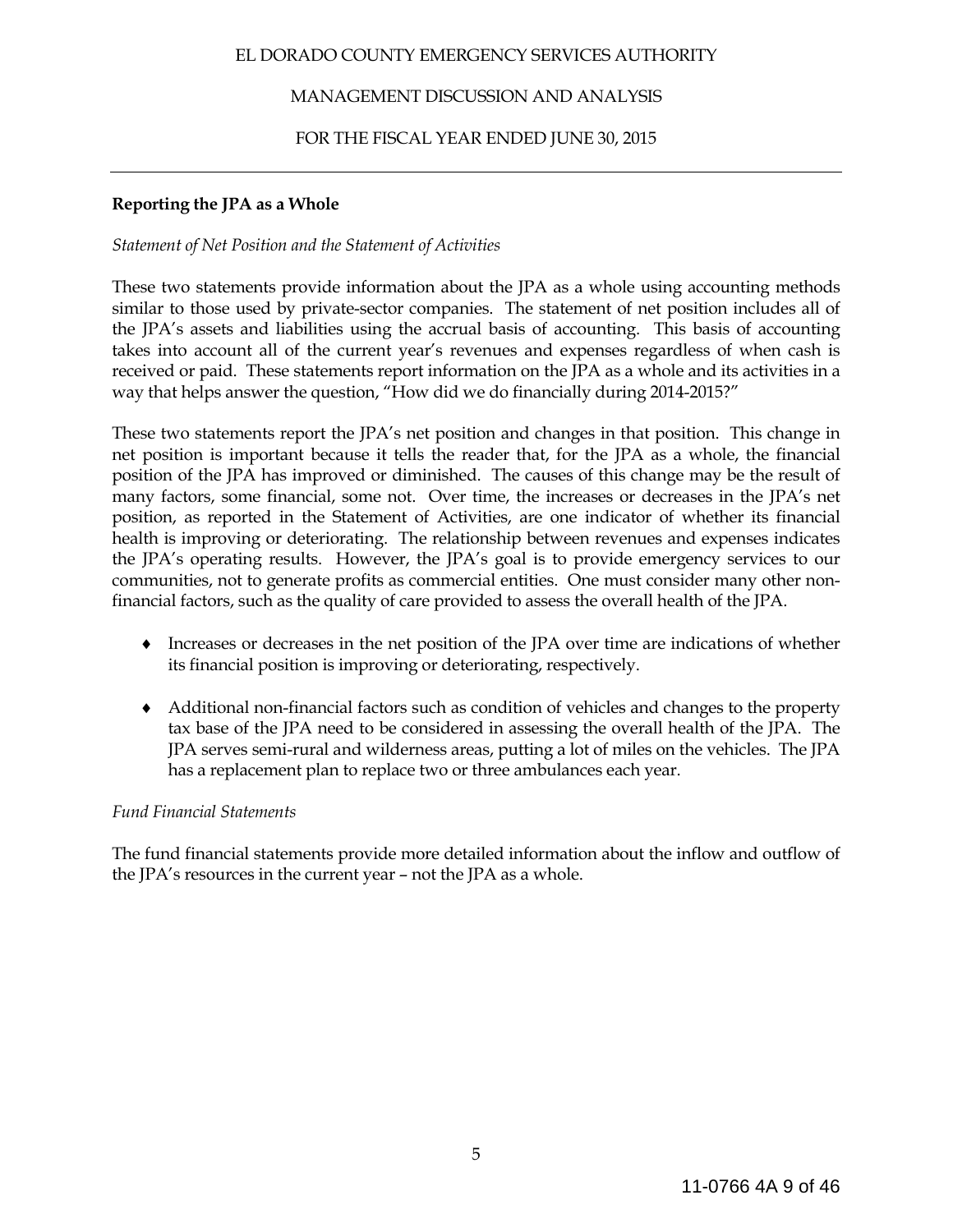## Reporting the JPA as a Whole

*Statement of Net Position and the Statement of Activities*

These two statements provide information about the JPA as a whole using accounting methods similar to those used by private-sector companies. The statement of net position includes all of the JPA's assets and liabilities using the accrual basis of accounting. This basis of accounting takes into account all of the current year's revenues and expenses regardless of when cash is received or paid. These statements report information on the JPA as a whole and its activities in a way that helps answer the question, "How did we do financially during 2014-2015?"

These two statements report the JPA's net position and changes in that position. This change in net position is important because it tells the reader that, for the JPA as a whole, the financial position of the JPA has improved or diminished. The causes of this change may be the result of many factors, some financial, some not. Over time, the increases or decreases in the JPA's net position, as reported in the Statement of Activities, are one indicator of whether its financial health is improving or deteriorating. The relationship between revenues and expenses indicates the JPA's operating results. However, the JPA's goal is to provide emergency services to our communities, not to generate profits as commercial entities. One must consider many other non-financial factors, such as the quality of care provided to assess the overall health of the JPA.

- Increases or decreases in the net position of the JPA over time are indications of whether its financial position is improving or deteriorating, respectively.
- Additional non-financial factors such as condition of vehicles and changes to the property tax base of the JPA need to be considered in assessing the overall health of the JPA. The JPA serves semi-rural and wilderness areas, putting a lot of miles on the vehicles. The JPA has a replacement plan to replace two or three ambulances each year.

*Fund Financial Statements*

The fund financial statements provide more detailed information about the inflow and outflow of the JPA's resources in the current year – not the JPA as a whole.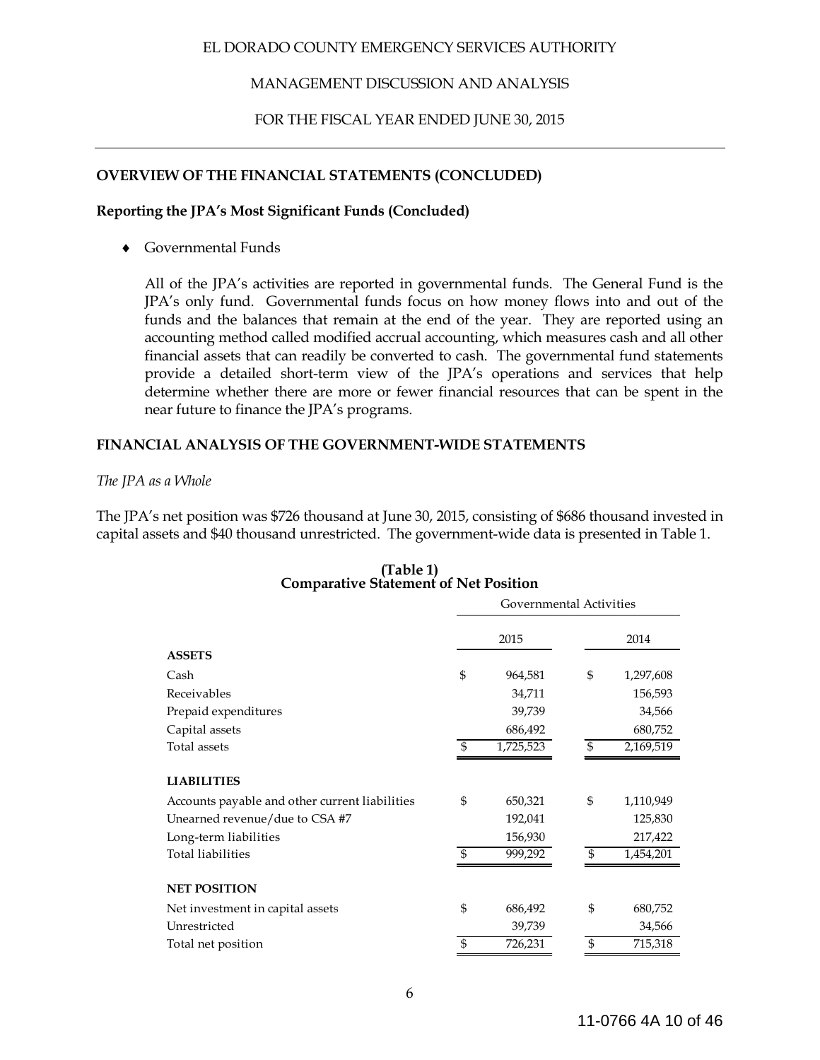EL DORADO COUNTY EMERGENCY SERVICES AUTHORITY

MANAGEMENT DISCUSSION AND ANALYSIS

FOR THE FISCAL YEAR ENDED JUNE 30, 2015

## OVERVIEW OF THE FINANCIAL STATEMENTS (CONCLUDED)

### Reporting the JPA's Most Significant Funds (Concluded)

♦ Governmental Funds

All of the JPA's activities are reported in governmental funds. The General Fund is the JPA's only fund. Governmental funds focus on how money flows into and out of the funds and the balances that remain at the end of the year. They are reported using an accounting method called modified accrual accounting, which measures cash and all other financial assets that can readily be converted to cash. The governmental fund statements provide a detailed short-term view of the JPA's operations and services that help determine whether there are more or fewer financial resources that can be spent in the near future to finance the JPA's programs.

## FINANCIAL ANALYSIS OF THE GOVERNMENT-WIDE STATEMENTS

*The JPA as a Whole*

The JPA's net position was $726 thousand at June 30, 2015, consisting of $686 thousand invested in capital assets and $40 thousand unrestricted. The government-wide data is presented in Table 1.

**(Table 1)**
**Comparative Statement of Net Position**

| | Governmental Activities | |
|---|---|---|
| | 2015 | 2014 |
| **ASSETS** | | |
| Cash | $ 964,581 | $ 1,297,608 |
| Receivables | 34,711 | 156,593 |
| Prepaid expenditures | 39,739 | 34,566 |
| Capital assets | 686,492 | 680,752 |
| Total assets | $ 1,725,523 | $ 2,169,519 |
| **LIABILITIES** | | |
| Accounts payable and other current liabilities | $ 650,321 | $ 1,110,949 |
| Unearned revenue/due to CSA #7 | 192,041 | 125,830 |
| Long-term liabilities | 156,930 | 217,422 |
| Total liabilities | $ 999,292 | $ 1,454,201 |
| **NET POSITION** | | |
| Net investment in capital assets | $ 686,492 | $ 680,752 |
| Unrestricted | 39,739 | 34,566 |
| Total net position | $ 726,231 | $ 715,318 |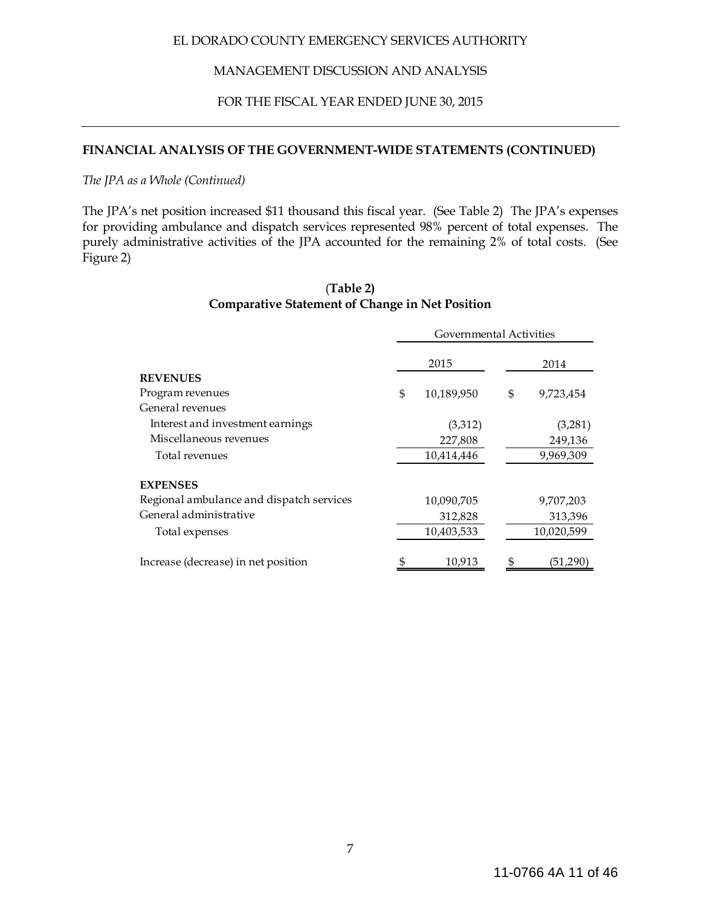EL DORADO COUNTY EMERGENCY SERVICES AUTHORITY

MANAGEMENT DISCUSSION AND ANALYSIS

FOR THE FISCAL YEAR ENDED JUNE 30, 2015

## FINANCIAL ANALYSIS OF THE GOVERNMENT-WIDE STATEMENTS (CONTINUED)

*The JPA as a Whole (Continued)*

The JPA's net position increased $11 thousand this fiscal year. (See Table 2) The JPA's expenses for providing ambulance and dispatch services represented 98% percent of total expenses. The purely administrative activities of the JPA accounted for the remaining 2% of total costs. (See Figure 2)

**(Table 2)**
**Comparative Statement of Change in Net Position**

| | Governmental Activities | |
|---|---|---|
| | 2015 | 2014 |
| **REVENUES** | | |
| Program revenues | $ 10,189,950 | $ 9,723,454 |
| General revenues | | |
| Interest and investment earnings | (3,312) | (3,281) |
| Miscellaneous revenues | 227,808 | 249,136 |
| Total revenues | 10,414,446 | 9,969,309 |
| **EXPENSES** | | |
| Regional ambulance and dispatch services | 10,090,705 | 9,707,203 |
| General administrative | 312,828 | 313,396 |
| Total expenses | 10,403,533 | 10,020,599 |
| Increase (decrease) in net position | $ 10,913 | $ (51,290) |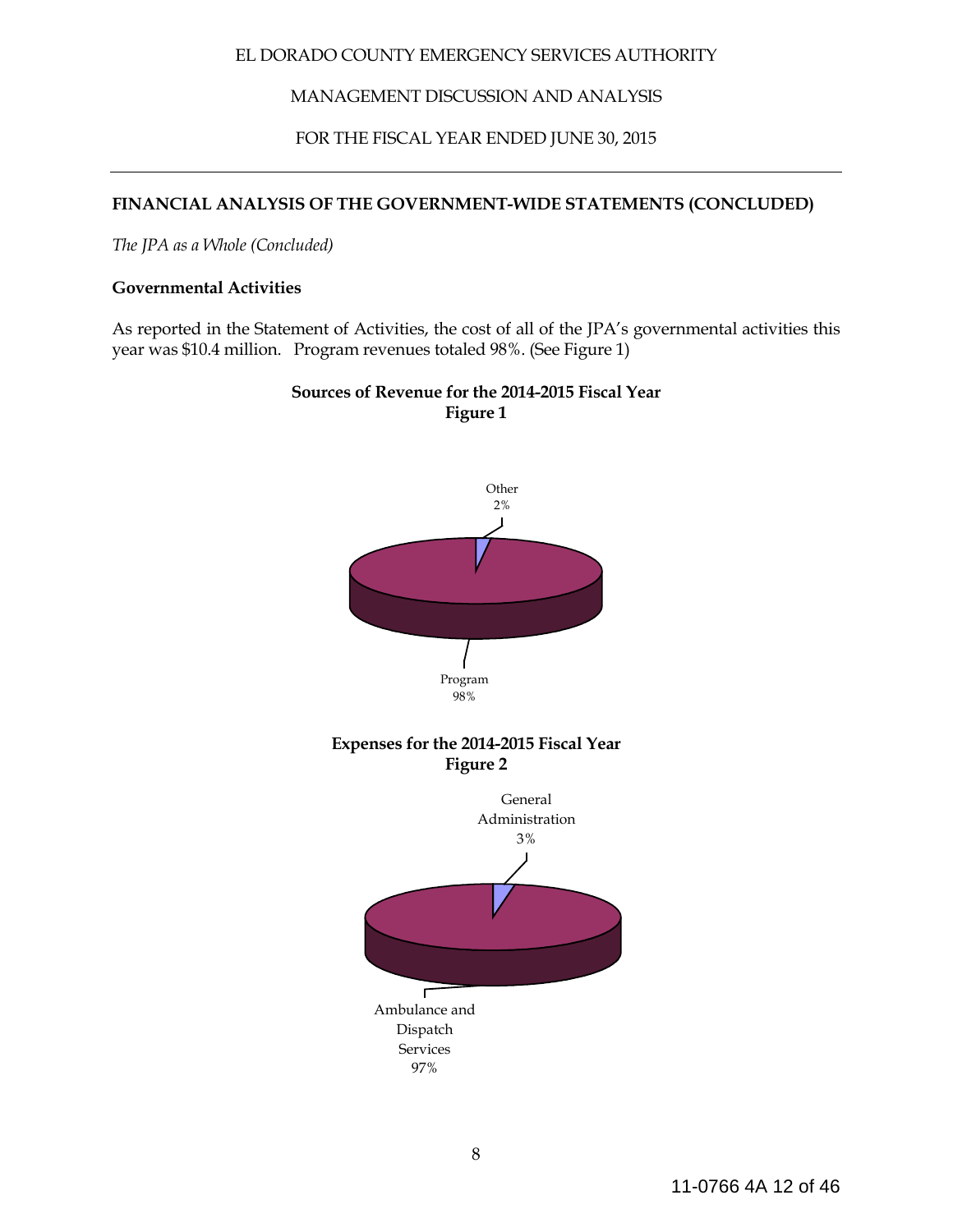## FINANCIAL ANALYSIS OF THE GOVERNMENT-WIDE STATEMENTS (CONCLUDED)

*The JPA as a Whole (Concluded)*

### Governmental Activities

As reported in the Statement of Activities, the cost of all of the JPA's governmental activities this year was $10.4 million. Program revenues totaled 98%. (See Figure 1)

**Sources of Revenue for the 2014-2015 Fiscal Year**
**Figure 1**

Other 2%

Program 98%

**Expenses for the 2014-2015 Fiscal Year**
**Figure 2**

General Administration 3%

Ambulance and Dispatch Services 97%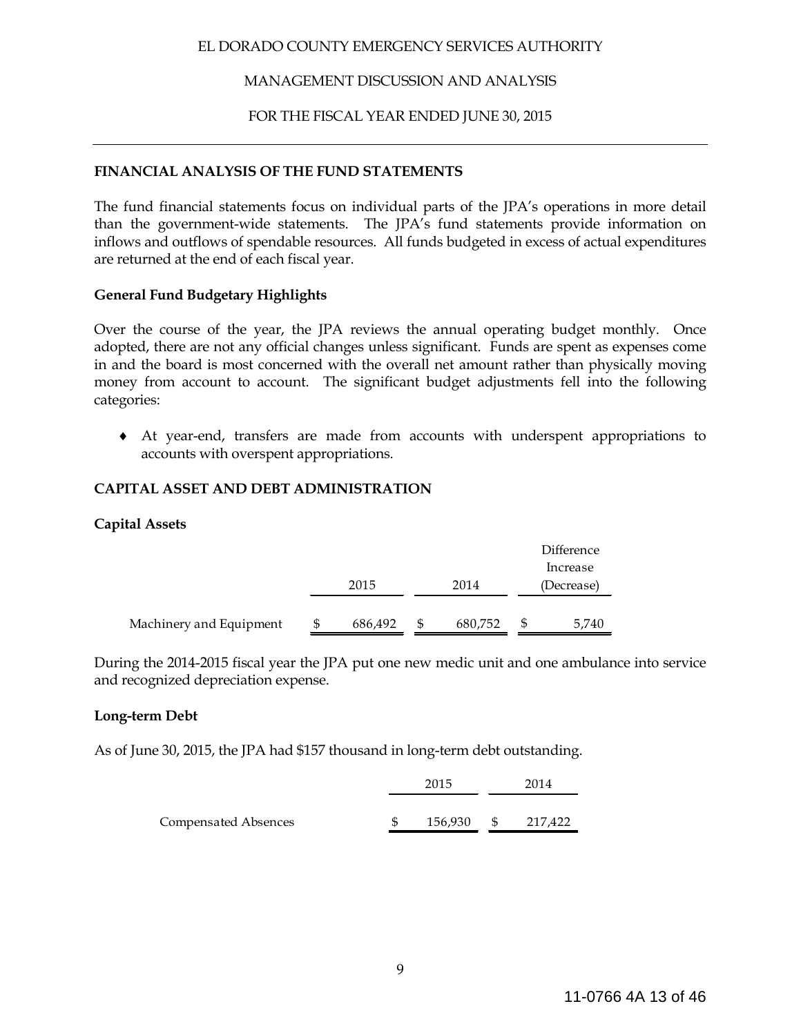EL DORADO COUNTY EMERGENCY SERVICES AUTHORITY

MANAGEMENT DISCUSSION AND ANALYSIS

FOR THE FISCAL YEAR ENDED JUNE 30, 2015

## FINANCIAL ANALYSIS OF THE FUND STATEMENTS

The fund financial statements focus on individual parts of the JPA's operations in more detail than the government-wide statements. The JPA's fund statements provide information on inflows and outflows of spendable resources. All funds budgeted in excess of actual expenditures are returned at the end of each fiscal year.

### General Fund Budgetary Highlights

Over the course of the year, the JPA reviews the annual operating budget monthly. Once adopted, there are not any official changes unless significant. Funds are spent as expenses come in and the board is most concerned with the overall net amount rather than physically moving money from account to account. The significant budget adjustments fell into the following categories:

- At year-end, transfers are made from accounts with underspent appropriations to accounts with overspent appropriations.

## CAPITAL ASSET AND DEBT ADMINISTRATION

### Capital Assets

| | 2015 | 2014 | Difference Increase (Decrease) |
|---|---|---|---|
| Machinery and Equipment | $ 686,492 | $ 680,752 | $ 5,740 |

During the 2014-2015 fiscal year the JPA put one new medic unit and one ambulance into service and recognized depreciation expense.

### Long-term Debt

As of June 30, 2015, the JPA had $157 thousand in long-term debt outstanding.

| | 2015 | 2014 |
|---|---|---|
| Compensated Absences | $ 156,930 | $ 217,422 |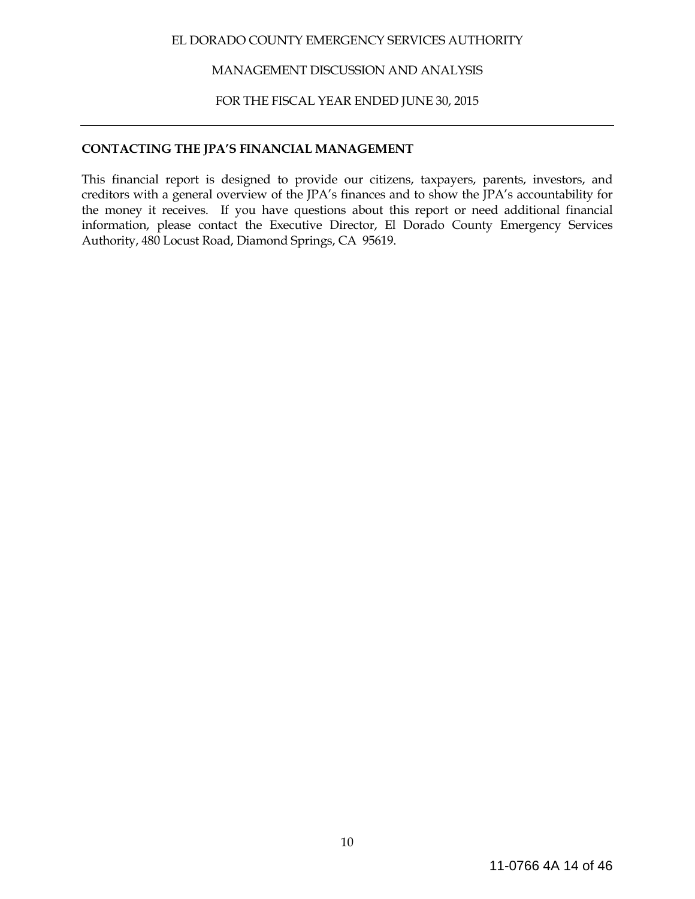## CONTACTING THE JPA'S FINANCIAL MANAGEMENT

This financial report is designed to provide our citizens, taxpayers, parents, investors, and creditors with a general overview of the JPA's finances and to show the JPA's accountability for the money it receives. If you have questions about this report or need additional financial information, please contact the Executive Director, El Dorado County Emergency Services Authority, 480 Locust Road, Diamond Springs, CA 95619.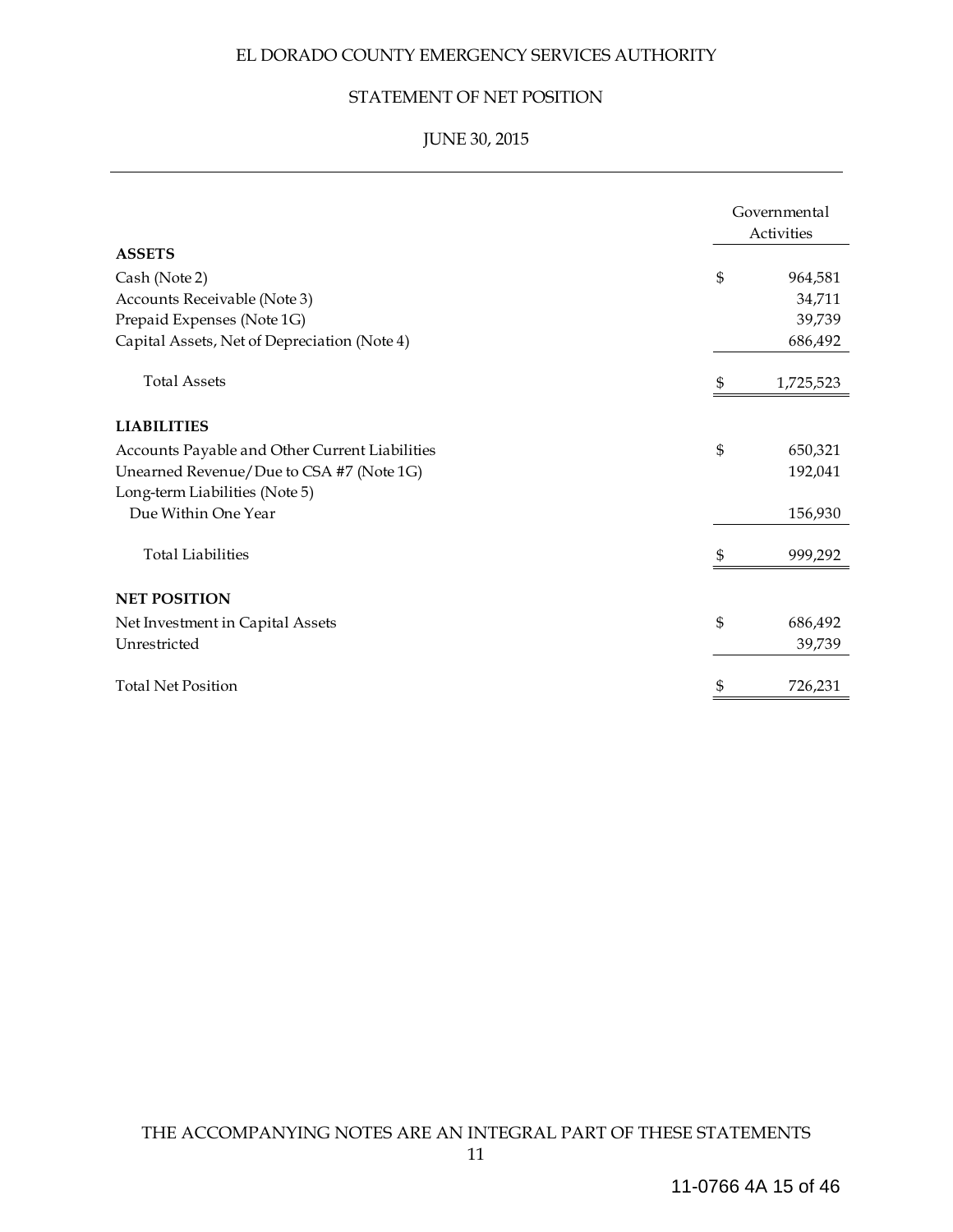# EL DORADO COUNTY EMERGENCY SERVICES AUTHORITY

## STATEMENT OF NET POSITION

### JUNE 30, 2015

| | | Governmental Activities |
|---|---|---|
| **ASSETS** | | |
| Cash (Note 2) | $ | 964,581 |
| Accounts Receivable (Note 3) | | 34,711 |
| Prepaid Expenses (Note 1G) | | 39,739 |
| Capital Assets, Net of Depreciation (Note 4) | | 686,492 |
| Total Assets | $ | 1,725,523 |
| **LIABILITIES** | | |
| Accounts Payable and Other Current Liabilities | $ | 650,321 |
| Unearned Revenue/Due to CSA #7 (Note 1G) | | 192,041 |
| Long-term Liabilities (Note 5) | | |
| Due Within One Year | | 156,930 |
| Total Liabilities | $ | 999,292 |
| **NET POSITION** | | |
| Net Investment in Capital Assets | $ | 686,492 |
| Unrestricted | | 39,739 |
| Total Net Position | $ | 726,231 |

THE ACCOMPANYING NOTES ARE AN INTEGRAL PART OF THESE STATEMENTS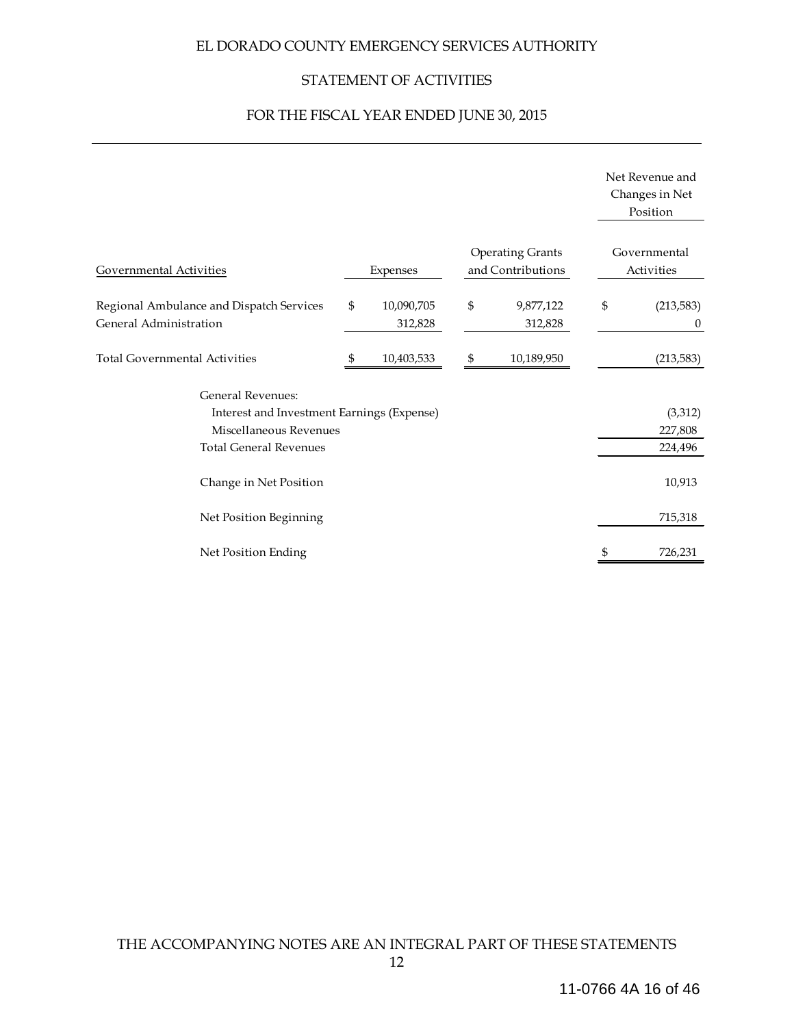# EL DORADO COUNTY EMERGENCY SERVICES AUTHORITY

## STATEMENT OF ACTIVITIES

### FOR THE FISCAL YEAR ENDED JUNE 30, 2015

| | | | Net Revenue and Changes in Net Position |
|---|---|---|---|
| Governmental Activities | Expenses | Operating Grants and Contributions | Governmental Activities |
| Regional Ambulance and Dispatch Services | $ 10,090,705 | $ 9,877,122 | $ (213,583) |
| General Administration | 312,828 | 312,828 | 0 |
| Total Governmental Activities | $ 10,403,533 | $ 10,189,950 | (213,583) |
| General Revenues: | | | |
| Interest and Investment Earnings (Expense) | | | (3,312) |
| Miscellaneous Revenues | | | 227,808 |
| Total General Revenues | | | 224,496 |
| Change in Net Position | | | 10,913 |
| Net Position Beginning | | | 715,318 |
| Net Position Ending | | | $ 726,231 |

THE ACCOMPANYING NOTES ARE AN INTEGRAL PART OF THESE STATEMENTS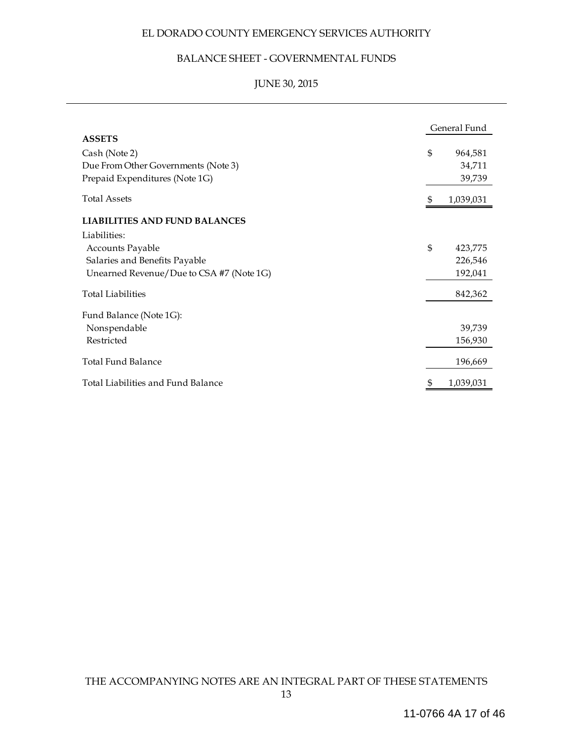# EL DORADO COUNTY EMERGENCY SERVICES AUTHORITY

## BALANCE SHEET - GOVERNMENTAL FUNDS

## JUNE 30, 2015

| | General Fund |
|---|---|
| **ASSETS** | |
| Cash (Note 2) | $ 964,581 |
| Due From Other Governments (Note 3) | 34,711 |
| Prepaid Expenditures (Note 1G) | 39,739 |
| Total Assets | $ 1,039,031 |
| **LIABILITIES AND FUND BALANCES** | |
| Liabilities: | |
| Accounts Payable | $ 423,775 |
| Salaries and Benefits Payable | 226,546 |
| Unearned Revenue/Due to CSA #7 (Note 1G) | 192,041 |
| Total Liabilities | 842,362 |
| Fund Balance (Note 1G): | |
| Nonspendable | 39,739 |
| Restricted | 156,930 |
| Total Fund Balance | 196,669 |
| Total Liabilities and Fund Balance | $ 1,039,031 |

THE ACCOMPANYING NOTES ARE AN INTEGRAL PART OF THESE STATEMENTS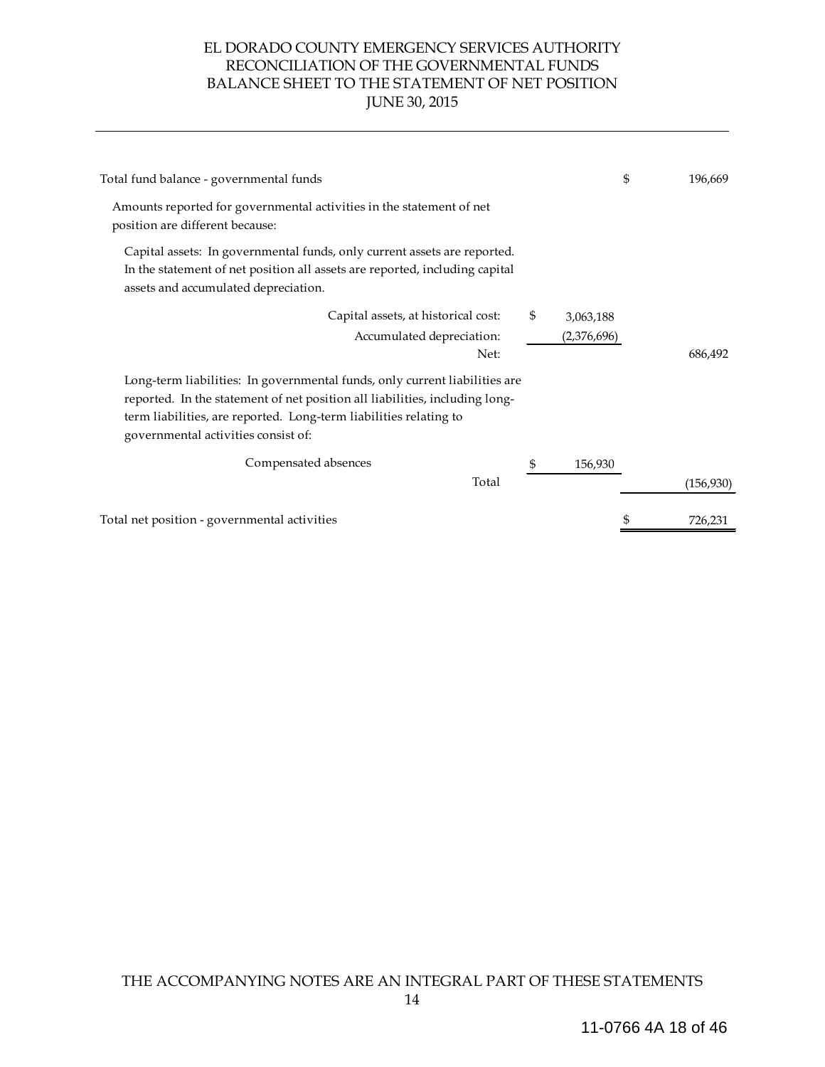# EL DORADO COUNTY EMERGENCY SERVICES AUTHORITY
## RECONCILIATION OF THE GOVERNMENTAL FUNDS BALANCE SHEET TO THE STATEMENT OF NET POSITION
### JUNE 30, 2015

| | | |
|---|---|---|
| Total fund balance - governmental funds | | $ 196,669 |
| Amounts reported for governmental activities in the statement of net position are different because: | | |
| Capital assets: In governmental funds, only current assets are reported. In the statement of net position all assets are reported, including capital assets and accumulated depreciation. | | |
| Capital assets, at historical cost: | $ 3,063,188 | |
| Accumulated depreciation: | (2,376,696) | |
| Net: | | 686,492 |
| Long-term liabilities: In governmental funds, only current liabilities are reported. In the statement of net position all liabilities, including long-term liabilities, are reported. Long-term liabilities relating to governmental activities consist of: | | |
| Compensated absences | $ 156,930 | |
| Total | | (156,930) |
| Total net position - governmental activities | | $ 726,231 |

THE ACCOMPANYING NOTES ARE AN INTEGRAL PART OF THESE STATEMENTS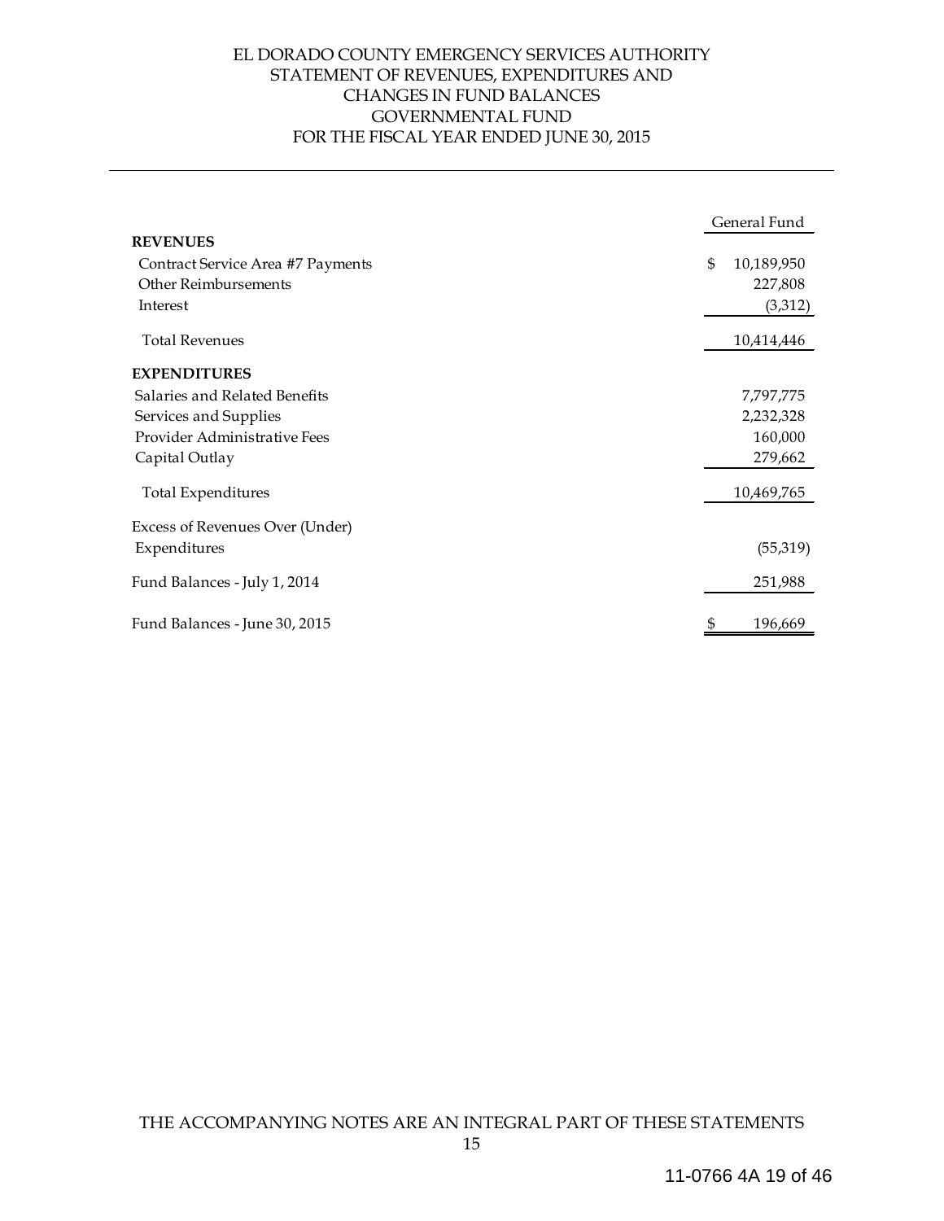# EL DORADO COUNTY EMERGENCY SERVICES AUTHORITY
## STATEMENT OF REVENUES, EXPENDITURES AND CHANGES IN FUND BALANCES
## GOVERNMENTAL FUND
## FOR THE FISCAL YEAR ENDED JUNE 30, 2015

| | General Fund |
|---|---|
| **REVENUES** | |
| Contract Service Area #7 Payments | $ 10,189,950 |
| Other Reimbursements | 227,808 |
| Interest | (3,312) |
| Total Revenues | 10,414,446 |
| **EXPENDITURES** | |
| Salaries and Related Benefits | 7,797,775 |
| Services and Supplies | 2,232,328 |
| Provider Administrative Fees | 160,000 |
| Capital Outlay | 279,662 |
| Total Expenditures | 10,469,765 |
| Excess of Revenues Over (Under) Expenditures | (55,319) |
| Fund Balances - July 1, 2014 | 251,988 |
| Fund Balances - June 30, 2015 | $ 196,669 |

THE ACCOMPANYING NOTES ARE AN INTEGRAL PART OF THESE STATEMENTS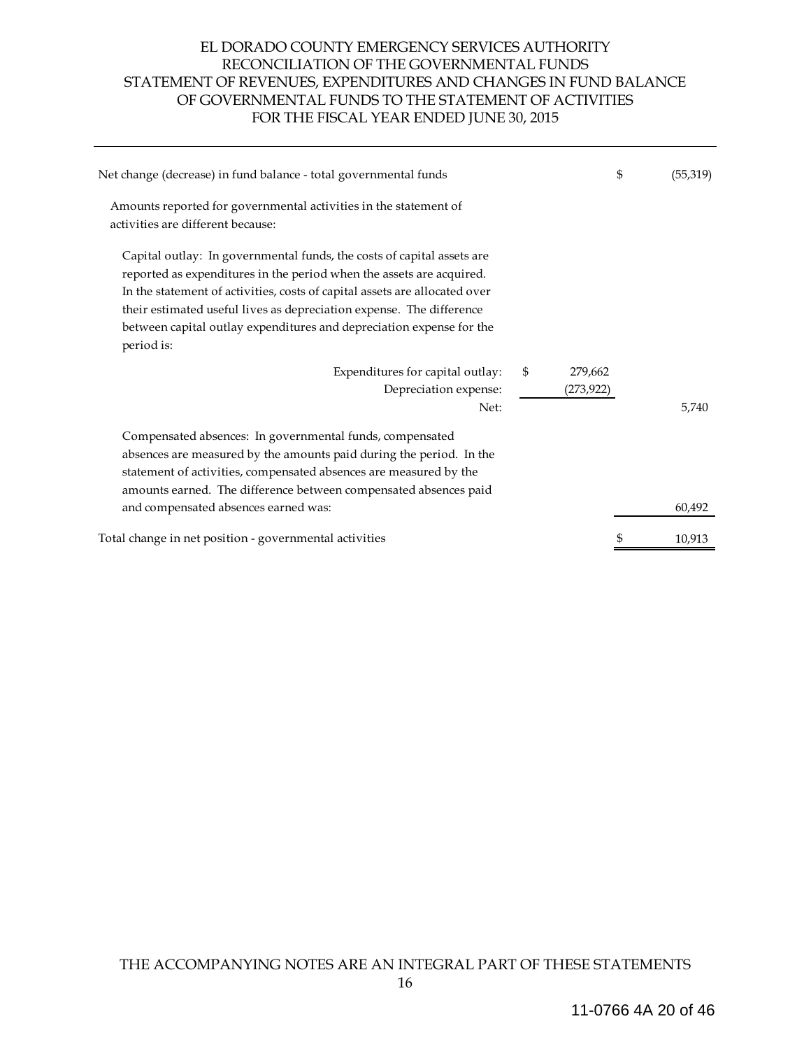# EL DORADO COUNTY EMERGENCY SERVICES AUTHORITY
## RECONCILIATION OF THE GOVERNMENTAL FUNDS STATEMENT OF REVENUES, EXPENDITURES AND CHANGES IN FUND BALANCE OF GOVERNMENTAL FUNDS TO THE STATEMENT OF ACTIVITIES
### FOR THE FISCAL YEAR ENDED JUNE 30, 2015

| | | |
|---|---|---|
| Net change (decrease) in fund balance - total governmental funds | | $ (55,319) |
| Amounts reported for governmental activities in the statement of activities are different because: | | |
| Capital outlay: In governmental funds, the costs of capital assets are reported as expenditures in the period when the assets are acquired. In the statement of activities, costs of capital assets are allocated over their estimated useful lives as depreciation expense. The difference between capital outlay expenditures and depreciation expense for the period is: | | |
| Expenditures for capital outlay: | $ 279,662 | |
| Depreciation expense: | (273,922) | |
| Net: | | 5,740 |
| Compensated absences: In governmental funds, compensated absences are measured by the amounts paid during the period. In the statement of activities, compensated absences are measured by the amounts earned. The difference between compensated absences paid and compensated absences earned was: | | 60,492 |
| Total change in net position - governmental activities | | $ 10,913 |

THE ACCOMPANYING NOTES ARE AN INTEGRAL PART OF THESE STATEMENTS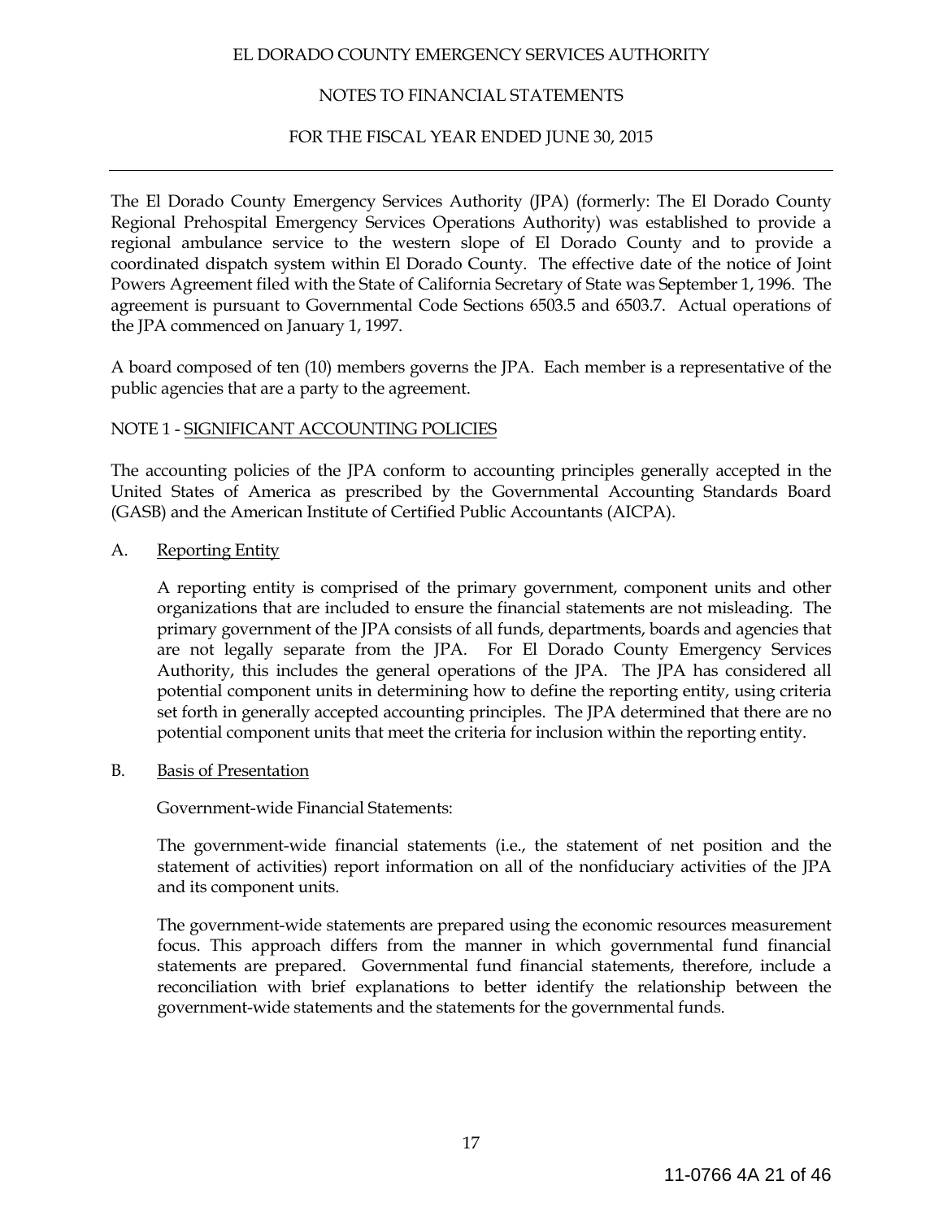# EL DORADO COUNTY EMERGENCY SERVICES AUTHORITY

## NOTES TO FINANCIAL STATEMENTS

## FOR THE FISCAL YEAR ENDED JUNE 30, 2015

The El Dorado County Emergency Services Authority (JPA) (formerly: The El Dorado County Regional Prehospital Emergency Services Operations Authority) was established to provide a regional ambulance service to the western slope of El Dorado County and to provide a coordinated dispatch system within El Dorado County. The effective date of the notice of Joint Powers Agreement filed with the State of California Secretary of State was September 1, 1996. The agreement is pursuant to Governmental Code Sections 6503.5 and 6503.7. Actual operations of the JPA commenced on January 1, 1997.

A board composed of ten (10) members governs the JPA. Each member is a representative of the public agencies that are a party to the agreement.

### NOTE 1 - SIGNIFICANT ACCOUNTING POLICIES

The accounting policies of the JPA conform to accounting principles generally accepted in the United States of America as prescribed by the Governmental Accounting Standards Board (GASB) and the American Institute of Certified Public Accountants (AICPA).

A. Reporting Entity

A reporting entity is comprised of the primary government, component units and other organizations that are included to ensure the financial statements are not misleading. The primary government of the JPA consists of all funds, departments, boards and agencies that are not legally separate from the JPA. For El Dorado County Emergency Services Authority, this includes the general operations of the JPA. The JPA has considered all potential component units in determining how to define the reporting entity, using criteria set forth in generally accepted accounting principles. The JPA determined that there are no potential component units that meet the criteria for inclusion within the reporting entity.

B. Basis of Presentation

Government-wide Financial Statements:

The government-wide financial statements (i.e., the statement of net position and the statement of activities) report information on all of the nonfiduciary activities of the JPA and its component units.

The government-wide statements are prepared using the economic resources measurement focus. This approach differs from the manner in which governmental fund financial statements are prepared. Governmental fund financial statements, therefore, include a reconciliation with brief explanations to better identify the relationship between the government-wide statements and the statements for the governmental funds.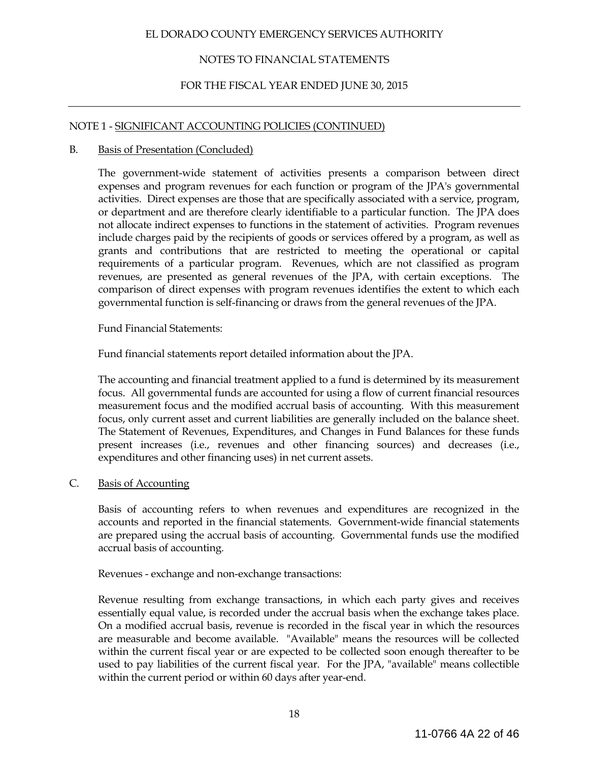## NOTE 1 - SIGNIFICANT ACCOUNTING POLICIES (CONTINUED)

### B. Basis of Presentation (Concluded)

The government-wide statement of activities presents a comparison between direct expenses and program revenues for each function or program of the JPA's governmental activities. Direct expenses are those that are specifically associated with a service, program, or department and are therefore clearly identifiable to a particular function. The JPA does not allocate indirect expenses to functions in the statement of activities. Program revenues include charges paid by the recipients of goods or services offered by a program, as well as grants and contributions that are restricted to meeting the operational or capital requirements of a particular program. Revenues, which are not classified as program revenues, are presented as general revenues of the JPA, with certain exceptions. The comparison of direct expenses with program revenues identifies the extent to which each governmental function is self-financing or draws from the general revenues of the JPA.

Fund Financial Statements:

Fund financial statements report detailed information about the JPA.

The accounting and financial treatment applied to a fund is determined by its measurement focus. All governmental funds are accounted for using a flow of current financial resources measurement focus and the modified accrual basis of accounting. With this measurement focus, only current asset and current liabilities are generally included on the balance sheet. The Statement of Revenues, Expenditures, and Changes in Fund Balances for these funds present increases (i.e., revenues and other financing sources) and decreases (i.e., expenditures and other financing uses) in net current assets.

### C. Basis of Accounting

Basis of accounting refers to when revenues and expenditures are recognized in the accounts and reported in the financial statements. Government-wide financial statements are prepared using the accrual basis of accounting. Governmental funds use the modified accrual basis of accounting.

Revenues - exchange and non-exchange transactions:

Revenue resulting from exchange transactions, in which each party gives and receives essentially equal value, is recorded under the accrual basis when the exchange takes place. On a modified accrual basis, revenue is recorded in the fiscal year in which the resources are measurable and become available. "Available" means the resources will be collected within the current fiscal year or are expected to be collected soon enough thereafter to be used to pay liabilities of the current fiscal year. For the JPA, "available" means collectible within the current period or within 60 days after year-end.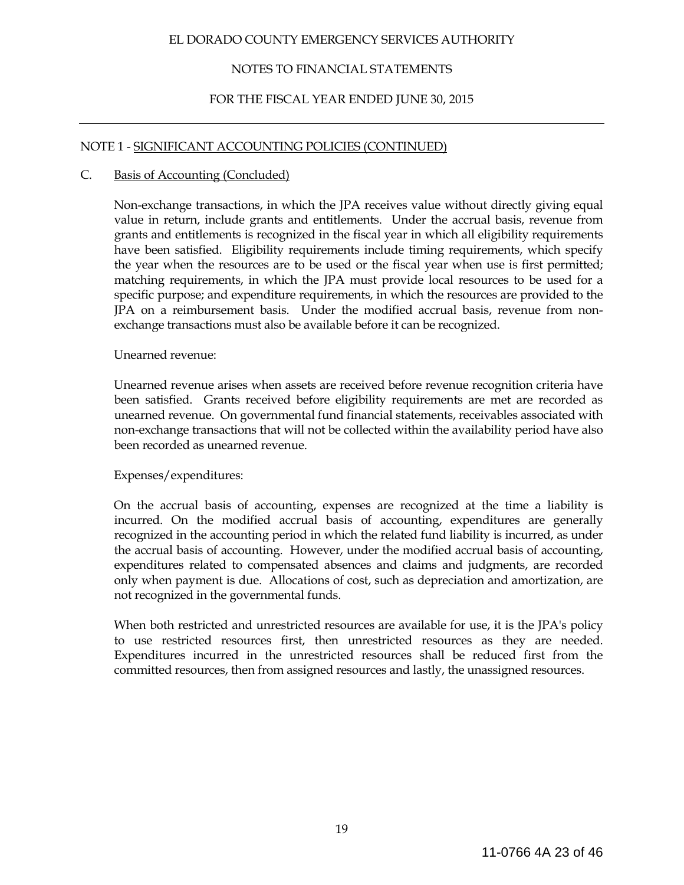## NOTE 1 - SIGNIFICANT ACCOUNTING POLICIES (CONTINUED)

### C. Basis of Accounting (Concluded)

Non-exchange transactions, in which the JPA receives value without directly giving equal value in return, include grants and entitlements. Under the accrual basis, revenue from grants and entitlements is recognized in the fiscal year in which all eligibility requirements have been satisfied. Eligibility requirements include timing requirements, which specify the year when the resources are to be used or the fiscal year when use is first permitted; matching requirements, in which the JPA must provide local resources to be used for a specific purpose; and expenditure requirements, in which the resources are provided to the JPA on a reimbursement basis. Under the modified accrual basis, revenue from non-exchange transactions must also be available before it can be recognized.

Unearned revenue:

Unearned revenue arises when assets are received before revenue recognition criteria have been satisfied. Grants received before eligibility requirements are met are recorded as unearned revenue. On governmental fund financial statements, receivables associated with non-exchange transactions that will not be collected within the availability period have also been recorded as unearned revenue.

Expenses/expenditures:

On the accrual basis of accounting, expenses are recognized at the time a liability is incurred. On the modified accrual basis of accounting, expenditures are generally recognized in the accounting period in which the related fund liability is incurred, as under the accrual basis of accounting. However, under the modified accrual basis of accounting, expenditures related to compensated absences and claims and judgments, are recorded only when payment is due. Allocations of cost, such as depreciation and amortization, are not recognized in the governmental funds.

When both restricted and unrestricted resources are available for use, it is the JPA's policy to use restricted resources first, then unrestricted resources as they are needed. Expenditures incurred in the unrestricted resources shall be reduced first from the committed resources, then from assigned resources and lastly, the unassigned resources.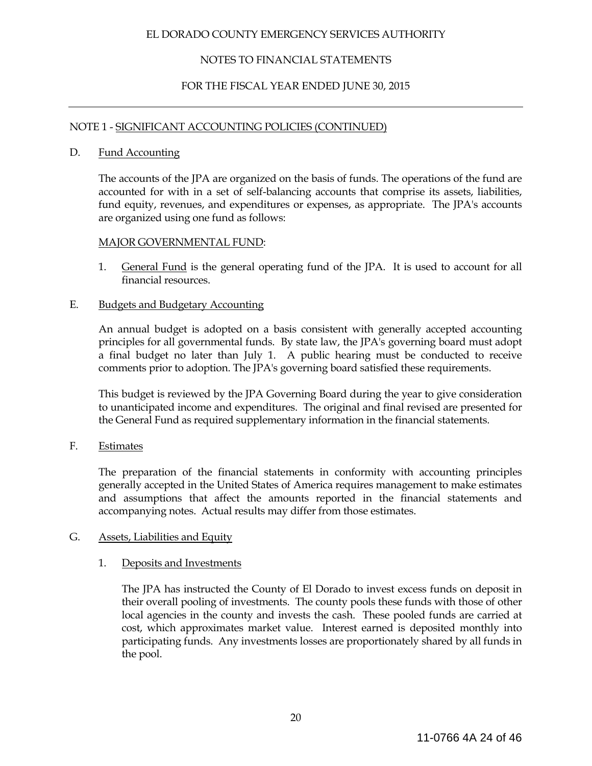NOTE 1 - SIGNIFICANT ACCOUNTING POLICIES (CONTINUED)

D. Fund Accounting

The accounts of the JPA are organized on the basis of funds. The operations of the fund are accounted for with in a set of self-balancing accounts that comprise its assets, liabilities, fund equity, revenues, and expenditures or expenses, as appropriate. The JPA's accounts are organized using one fund as follows:

MAJOR GOVERNMENTAL FUND:

1. General Fund is the general operating fund of the JPA. It is used to account for all financial resources.

E. Budgets and Budgetary Accounting

An annual budget is adopted on a basis consistent with generally accepted accounting principles for all governmental funds. By state law, the JPA's governing board must adopt a final budget no later than July 1. A public hearing must be conducted to receive comments prior to adoption. The JPA's governing board satisfied these requirements.

This budget is reviewed by the JPA Governing Board during the year to give consideration to unanticipated income and expenditures. The original and final revised are presented for the General Fund as required supplementary information in the financial statements.

F. Estimates

The preparation of the financial statements in conformity with accounting principles generally accepted in the United States of America requires management to make estimates and assumptions that affect the amounts reported in the financial statements and accompanying notes. Actual results may differ from those estimates.

G. Assets, Liabilities and Equity

1. Deposits and Investments

The JPA has instructed the County of El Dorado to invest excess funds on deposit in their overall pooling of investments. The county pools these funds with those of other local agencies in the county and invests the cash. These pooled funds are carried at cost, which approximates market value. Interest earned is deposited monthly into participating funds. Any investments losses are proportionately shared by all funds in the pool.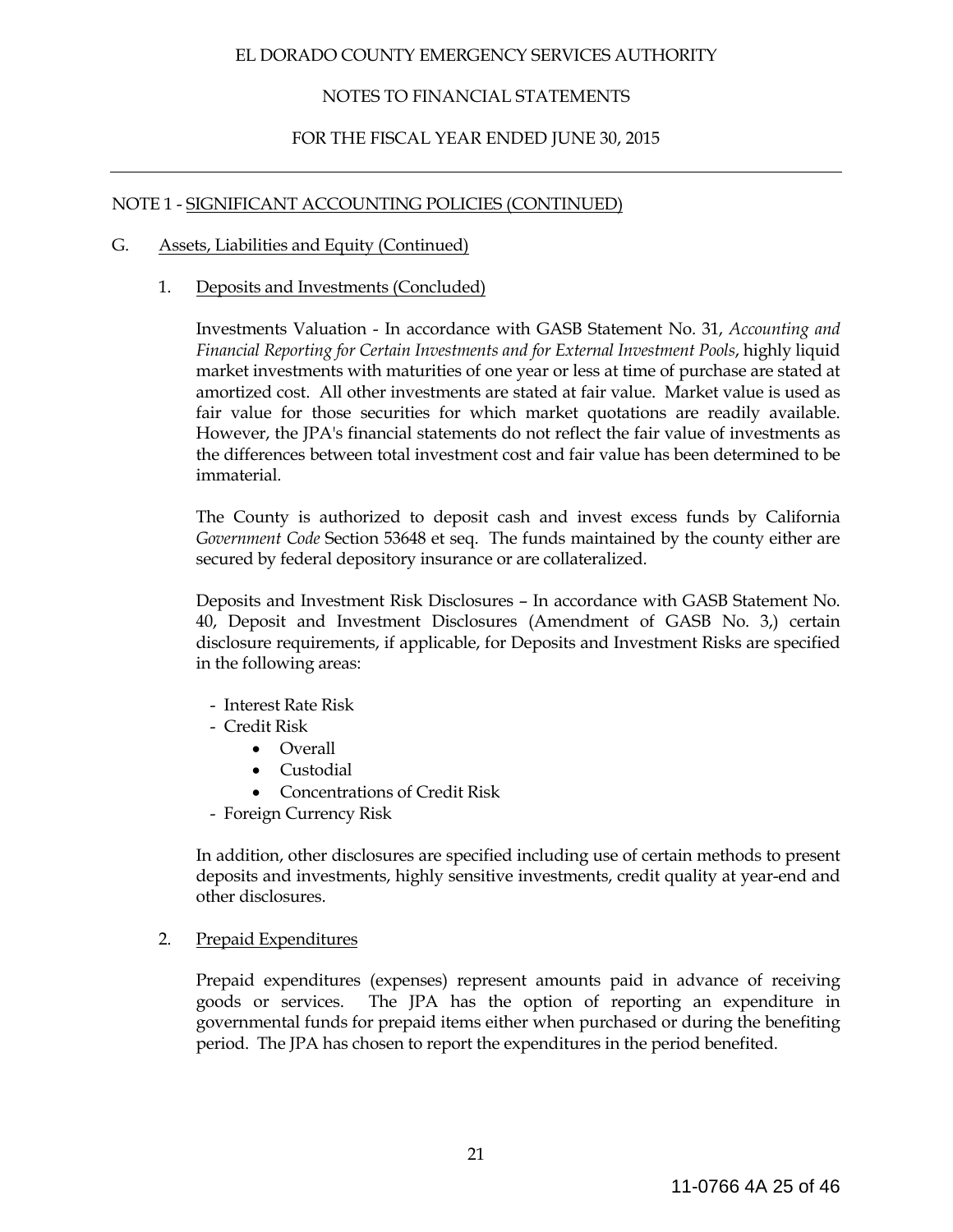# EL DORADO COUNTY EMERGENCY SERVICES AUTHORITY

## NOTES TO FINANCIAL STATEMENTS

## FOR THE FISCAL YEAR ENDED JUNE 30, 2015

NOTE 1 - SIGNIFICANT ACCOUNTING POLICIES (CONTINUED)

G. Assets, Liabilities and Equity (Continued)

1. Deposits and Investments (Concluded)

Investments Valuation - In accordance with GASB Statement No. 31, *Accounting and Financial Reporting for Certain Investments and for External Investment Pools*, highly liquid market investments with maturities of one year or less at time of purchase are stated at amortized cost. All other investments are stated at fair value. Market value is used as fair value for those securities for which market quotations are readily available. However, the JPA's financial statements do not reflect the fair value of investments as the differences between total investment cost and fair value has been determined to be immaterial.

The County is authorized to deposit cash and invest excess funds by California *Government Code* Section 53648 et seq. The funds maintained by the county either are secured by federal depository insurance or are collateralized.

Deposits and Investment Risk Disclosures – In accordance with GASB Statement No. 40, Deposit and Investment Disclosures (Amendment of GASB No. 3,) certain disclosure requirements, if applicable, for Deposits and Investment Risks are specified in the following areas:

- Interest Rate Risk
- Credit Risk
    - Overall
    - Custodial
    - Concentrations of Credit Risk
- Foreign Currency Risk

In addition, other disclosures are specified including use of certain methods to present deposits and investments, highly sensitive investments, credit quality at year-end and other disclosures.

2. Prepaid Expenditures

Prepaid expenditures (expenses) represent amounts paid in advance of receiving goods or services. The JPA has the option of reporting an expenditure in governmental funds for prepaid items either when purchased or during the benefiting period. The JPA has chosen to report the expenditures in the period benefited.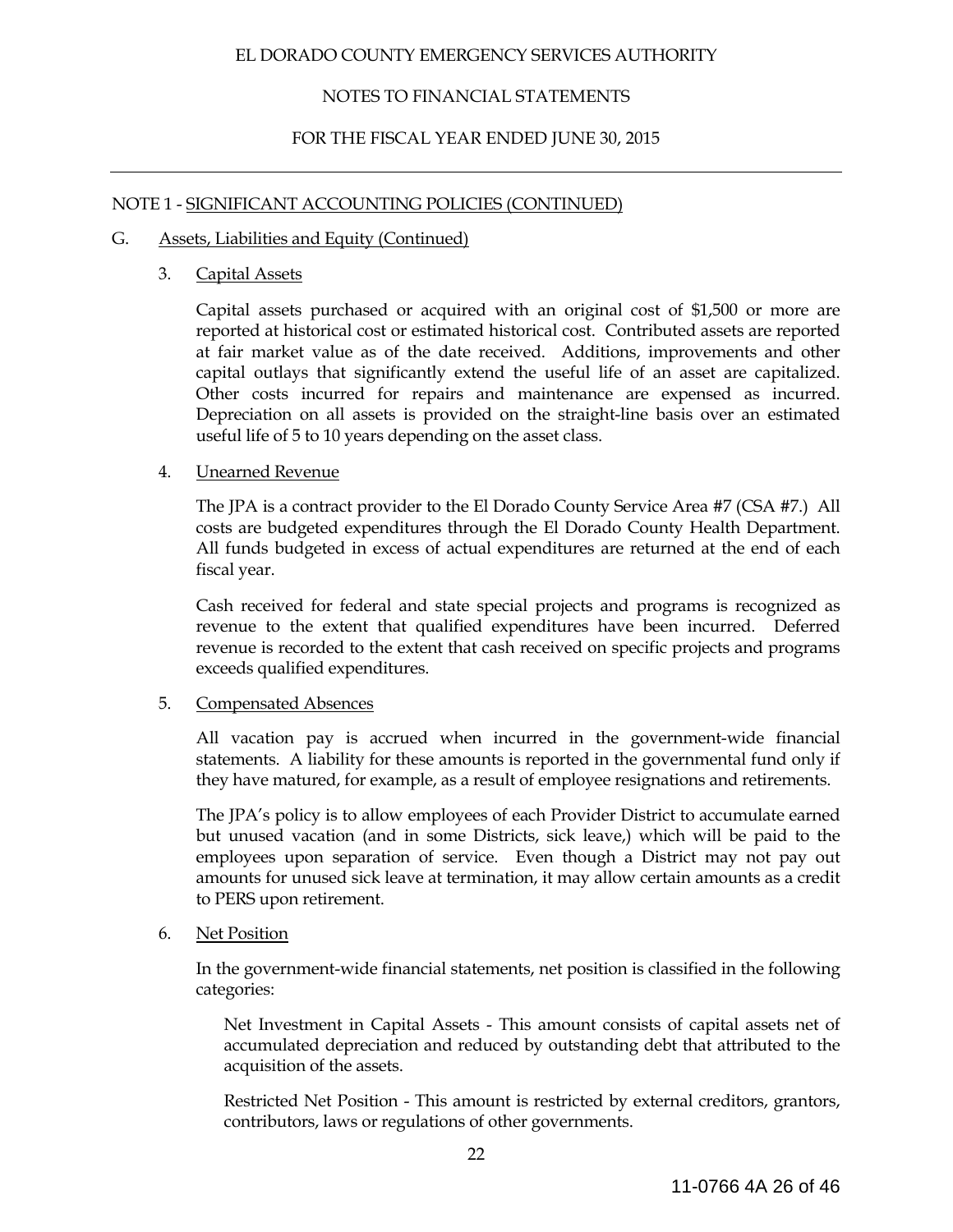EL DORADO COUNTY EMERGENCY SERVICES AUTHORITY

NOTES TO FINANCIAL STATEMENTS

FOR THE FISCAL YEAR ENDED JUNE 30, 2015

NOTE 1 - SIGNIFICANT ACCOUNTING POLICIES (CONTINUED)

G. Assets, Liabilities and Equity (Continued)

3. Capital Assets

Capital assets purchased or acquired with an original cost of $1,500 or more are reported at historical cost or estimated historical cost. Contributed assets are reported at fair market value as of the date received. Additions, improvements and other capital outlays that significantly extend the useful life of an asset are capitalized. Other costs incurred for repairs and maintenance are expensed as incurred. Depreciation on all assets is provided on the straight-line basis over an estimated useful life of 5 to 10 years depending on the asset class.

4. Unearned Revenue

The JPA is a contract provider to the El Dorado County Service Area #7 (CSA #7.) All costs are budgeted expenditures through the El Dorado County Health Department. All funds budgeted in excess of actual expenditures are returned at the end of each fiscal year.

Cash received for federal and state special projects and programs is recognized as revenue to the extent that qualified expenditures have been incurred. Deferred revenue is recorded to the extent that cash received on specific projects and programs exceeds qualified expenditures.

5. Compensated Absences

All vacation pay is accrued when incurred in the government-wide financial statements. A liability for these amounts is reported in the governmental fund only if they have matured, for example, as a result of employee resignations and retirements.

The JPA's policy is to allow employees of each Provider District to accumulate earned but unused vacation (and in some Districts, sick leave,) which will be paid to the employees upon separation of service. Even though a District may not pay out amounts for unused sick leave at termination, it may allow certain amounts as a credit to PERS upon retirement.

6. Net Position

In the government-wide financial statements, net position is classified in the following categories:

Net Investment in Capital Assets - This amount consists of capital assets net of accumulated depreciation and reduced by outstanding debt that attributed to the acquisition of the assets.

Restricted Net Position - This amount is restricted by external creditors, grantors, contributors, laws or regulations of other governments.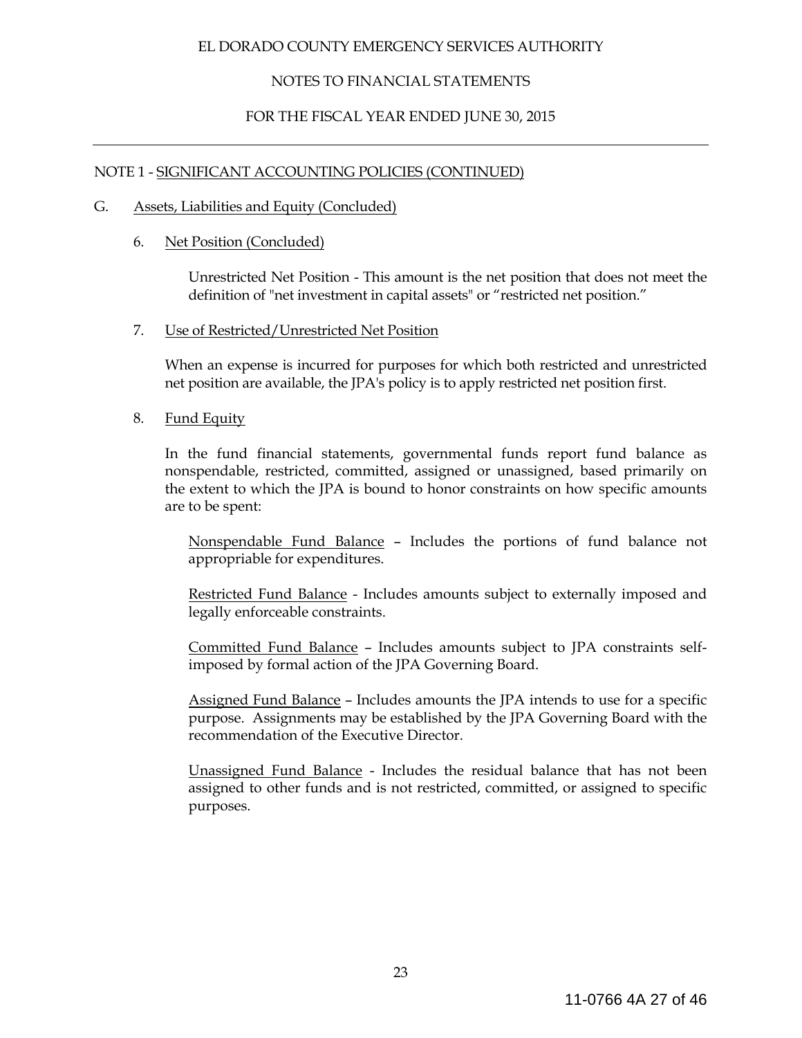NOTE 1 - SIGNIFICANT ACCOUNTING POLICIES (CONTINUED)

G. Assets, Liabilities and Equity (Concluded)

6. Net Position (Concluded)

Unrestricted Net Position - This amount is the net position that does not meet the definition of "net investment in capital assets" or "restricted net position."

7. Use of Restricted/Unrestricted Net Position

When an expense is incurred for purposes for which both restricted and unrestricted net position are available, the JPA's policy is to apply restricted net position first.

8. Fund Equity

In the fund financial statements, governmental funds report fund balance as nonspendable, restricted, committed, assigned or unassigned, based primarily on the extent to which the JPA is bound to honor constraints on how specific amounts are to be spent:

Nonspendable Fund Balance – Includes the portions of fund balance not appropriable for expenditures.

Restricted Fund Balance - Includes amounts subject to externally imposed and legally enforceable constraints.

Committed Fund Balance – Includes amounts subject to JPA constraints self-imposed by formal action of the JPA Governing Board.

Assigned Fund Balance – Includes amounts the JPA intends to use for a specific purpose. Assignments may be established by the JPA Governing Board with the recommendation of the Executive Director.

Unassigned Fund Balance - Includes the residual balance that has not been assigned to other funds and is not restricted, committed, or assigned to specific purposes.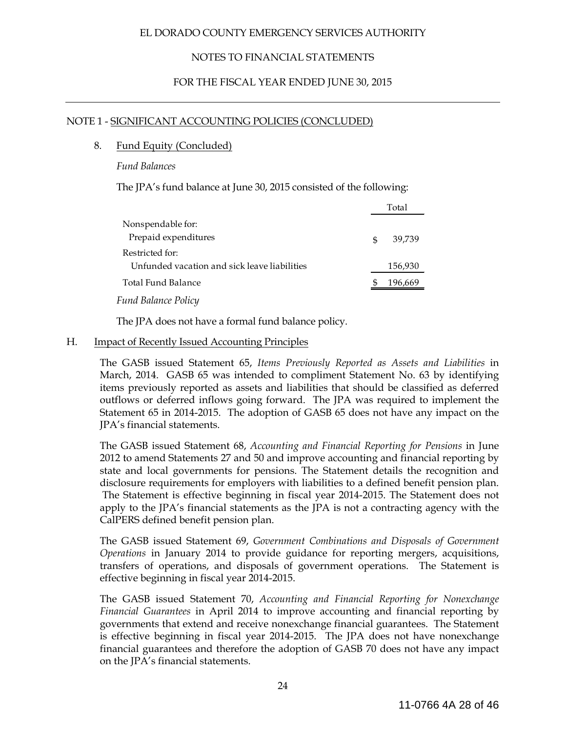EL DORADO COUNTY EMERGENCY SERVICES AUTHORITY

NOTES TO FINANCIAL STATEMENTS

FOR THE FISCAL YEAR ENDED JUNE 30, 2015

NOTE 1 - SIGNIFICANT ACCOUNTING POLICIES (CONCLUDED)

8. Fund Equity (Concluded)

*Fund Balances*

The JPA's fund balance at June 30, 2015 consisted of the following:

| | Total |
|---|---|
| Nonspendable for: | |
| Prepaid expenditures | $ 39,739 |
| Restricted for: | |
| Unfunded vacation and sick leave liabilities | 156,930 |
| Total Fund Balance | $ 196,669 |

*Fund Balance Policy*

The JPA does not have a formal fund balance policy.

H. Impact of Recently Issued Accounting Principles

The GASB issued Statement 65, *Items Previously Reported as Assets and Liabilities* in March, 2014. GASB 65 was intended to compliment Statement No. 63 by identifying items previously reported as assets and liabilities that should be classified as deferred outflows or deferred inflows going forward. The JPA was required to implement the Statement 65 in 2014-2015. The adoption of GASB 65 does not have any impact on the JPA's financial statements.

The GASB issued Statement 68, *Accounting and Financial Reporting for Pensions* in June 2012 to amend Statements 27 and 50 and improve accounting and financial reporting by state and local governments for pensions. The Statement details the recognition and disclosure requirements for employers with liabilities to a defined benefit pension plan. The Statement is effective beginning in fiscal year 2014-2015. The Statement does not apply to the JPA's financial statements as the JPA is not a contracting agency with the CalPERS defined benefit pension plan.

The GASB issued Statement 69, *Government Combinations and Disposals of Government Operations* in January 2014 to provide guidance for reporting mergers, acquisitions, transfers of operations, and disposals of government operations. The Statement is effective beginning in fiscal year 2014-2015.

The GASB issued Statement 70, *Accounting and Financial Reporting for Nonexchange Financial Guarantees* in April 2014 to improve accounting and financial reporting by governments that extend and receive nonexchange financial guarantees. The Statement is effective beginning in fiscal year 2014-2015. The JPA does not have nonexchange financial guarantees and therefore the adoption of GASB 70 does not have any impact on the JPA's financial statements.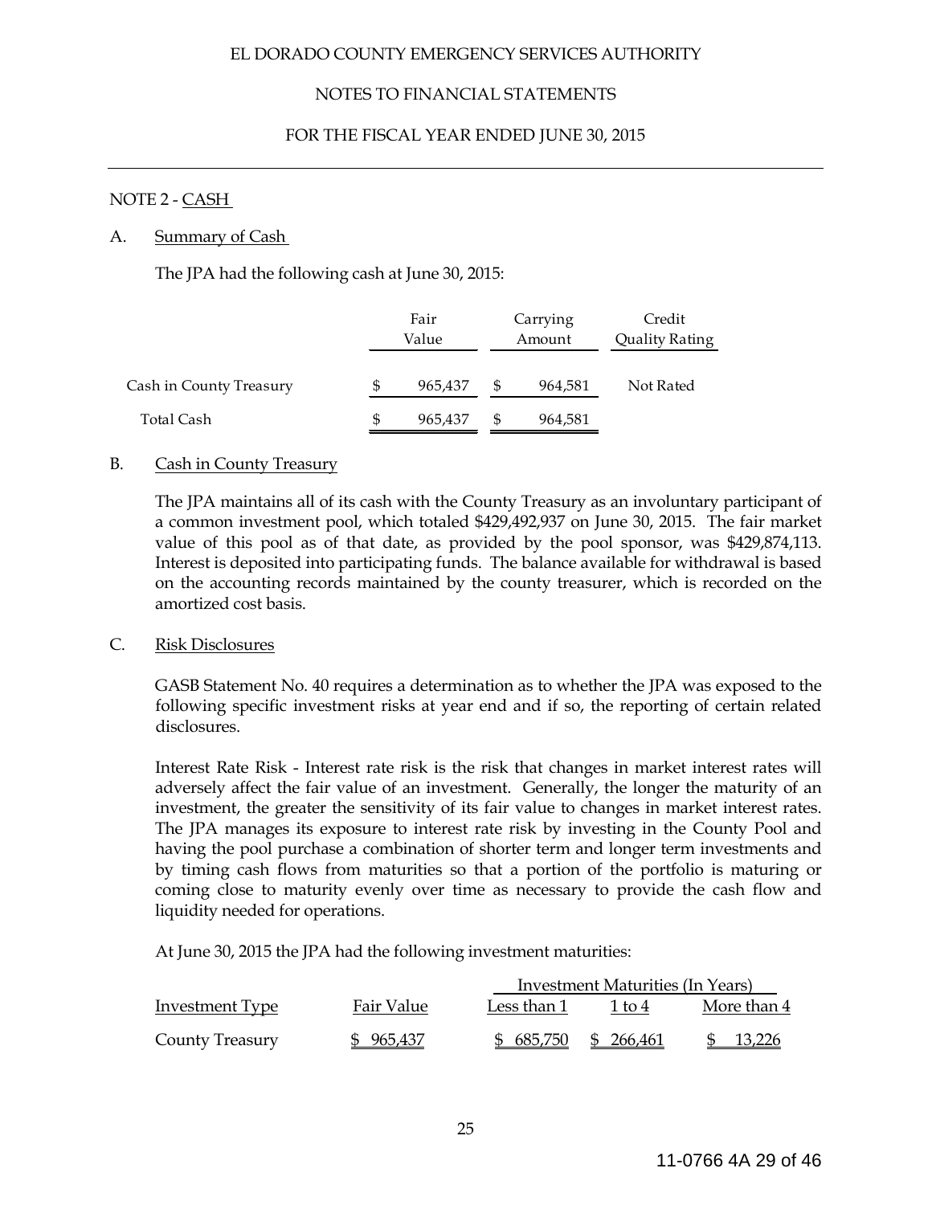EL DORADO COUNTY EMERGENCY SERVICES AUTHORITY

NOTES TO FINANCIAL STATEMENTS

FOR THE FISCAL YEAR ENDED JUNE 30, 2015

## NOTE 2 - CASH

### A. Summary of Cash

The JPA had the following cash at June 30, 2015:

| | Fair Value | Carrying Amount | Credit Quality Rating |
|---|---|---|---|
| Cash in County Treasury | $ 965,437 | $ 964,581 | Not Rated |
| Total Cash | $ 965,437 | $ 964,581 | |

### B. Cash in County Treasury

The JPA maintains all of its cash with the County Treasury as an involuntary participant of a common investment pool, which totaled $429,492,937 on June 30, 2015. The fair market value of this pool as of that date, as provided by the pool sponsor, was $429,874,113. Interest is deposited into participating funds. The balance available for withdrawal is based on the accounting records maintained by the county treasurer, which is recorded on the amortized cost basis.

### C. Risk Disclosures

GASB Statement No. 40 requires a determination as to whether the JPA was exposed to the following specific investment risks at year end and if so, the reporting of certain related disclosures.

Interest Rate Risk - Interest rate risk is the risk that changes in market interest rates will adversely affect the fair value of an investment. Generally, the longer the maturity of an investment, the greater the sensitivity of its fair value to changes in market interest rates. The JPA manages its exposure to interest rate risk by investing in the County Pool and having the pool purchase a combination of shorter term and longer term investments and by timing cash flows from maturities so that a portion of the portfolio is maturing or coming close to maturity evenly over time as necessary to provide the cash flow and liquidity needed for operations.

At June 30, 2015 the JPA had the following investment maturities:

| | | Investment Maturities (In Years) | | |
|---|---|---|---|---|
| Investment Type | Fair Value | Less than 1 | 1 to 4 | More than 4 |
| County Treasury | $ 965,437 | $ 685,750 | $ 266,461 | $ 13,226 |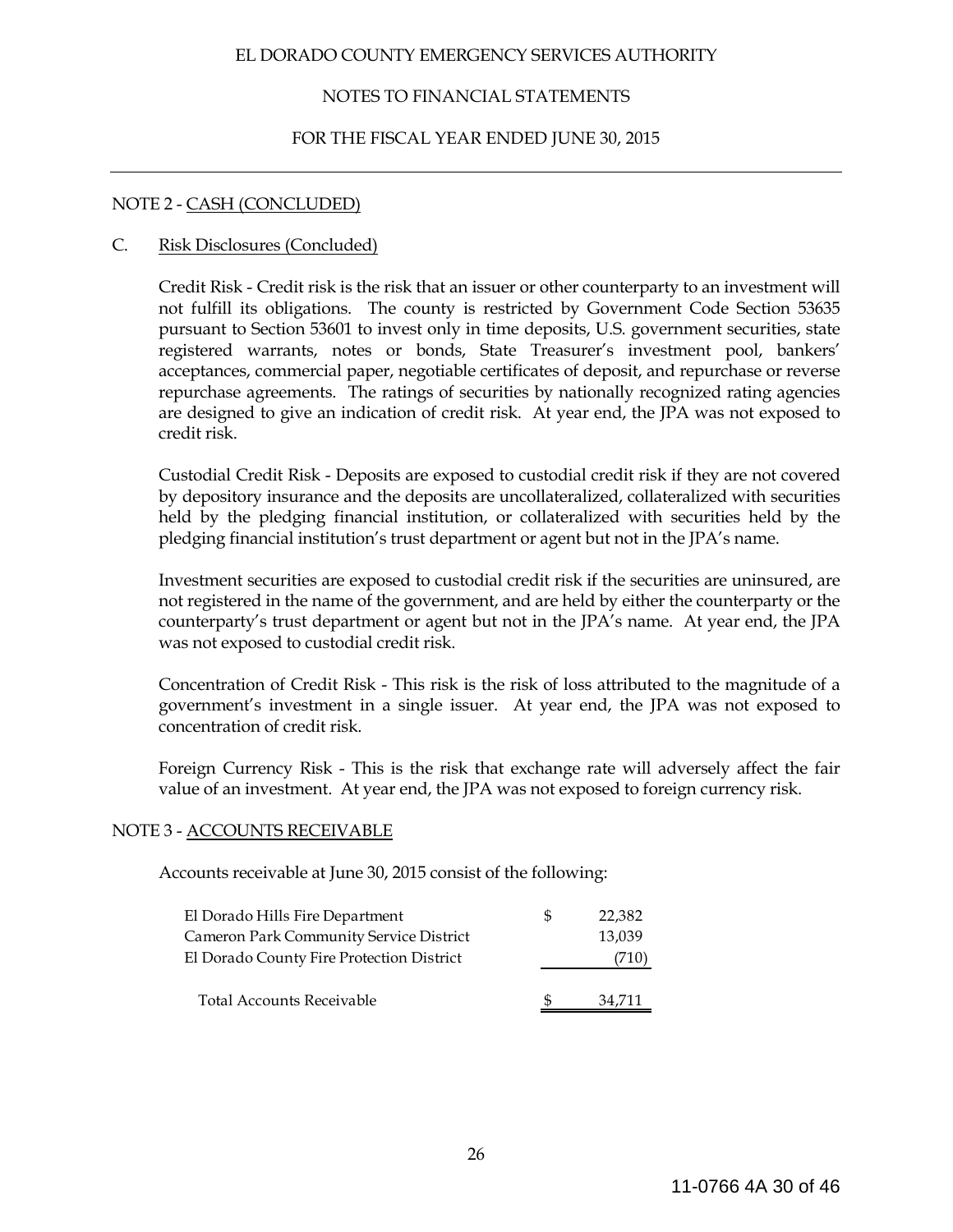## NOTE 2 - CASH (CONCLUDED)

### C. Risk Disclosures (Concluded)

Credit Risk - Credit risk is the risk that an issuer or other counterparty to an investment will not fulfill its obligations. The county is restricted by Government Code Section 53635 pursuant to Section 53601 to invest only in time deposits, U.S. government securities, state registered warrants, notes or bonds, State Treasurer's investment pool, bankers' acceptances, commercial paper, negotiable certificates of deposit, and repurchase or reverse repurchase agreements. The ratings of securities by nationally recognized rating agencies are designed to give an indication of credit risk. At year end, the JPA was not exposed to credit risk.

Custodial Credit Risk - Deposits are exposed to custodial credit risk if they are not covered by depository insurance and the deposits are uncollateralized, collateralized with securities held by the pledging financial institution, or collateralized with securities held by the pledging financial institution's trust department or agent but not in the JPA's name.

Investment securities are exposed to custodial credit risk if the securities are uninsured, are not registered in the name of the government, and are held by either the counterparty or the counterparty's trust department or agent but not in the JPA's name. At year end, the JPA was not exposed to custodial credit risk.

Concentration of Credit Risk - This risk is the risk of loss attributed to the magnitude of a government's investment in a single issuer. At year end, the JPA was not exposed to concentration of credit risk.

Foreign Currency Risk - This is the risk that exchange rate will adversely affect the fair value of an investment. At year end, the JPA was not exposed to foreign currency risk.

## NOTE 3 - ACCOUNTS RECEIVABLE

Accounts receivable at June 30, 2015 consist of the following:

| | | |
|---|---|---|
| El Dorado Hills Fire Department | $ | 22,382 |
| Cameron Park Community Service District | | 13,039 |
| El Dorado County Fire Protection District | | (710) |
| Total Accounts Receivable | $ | 34,711 |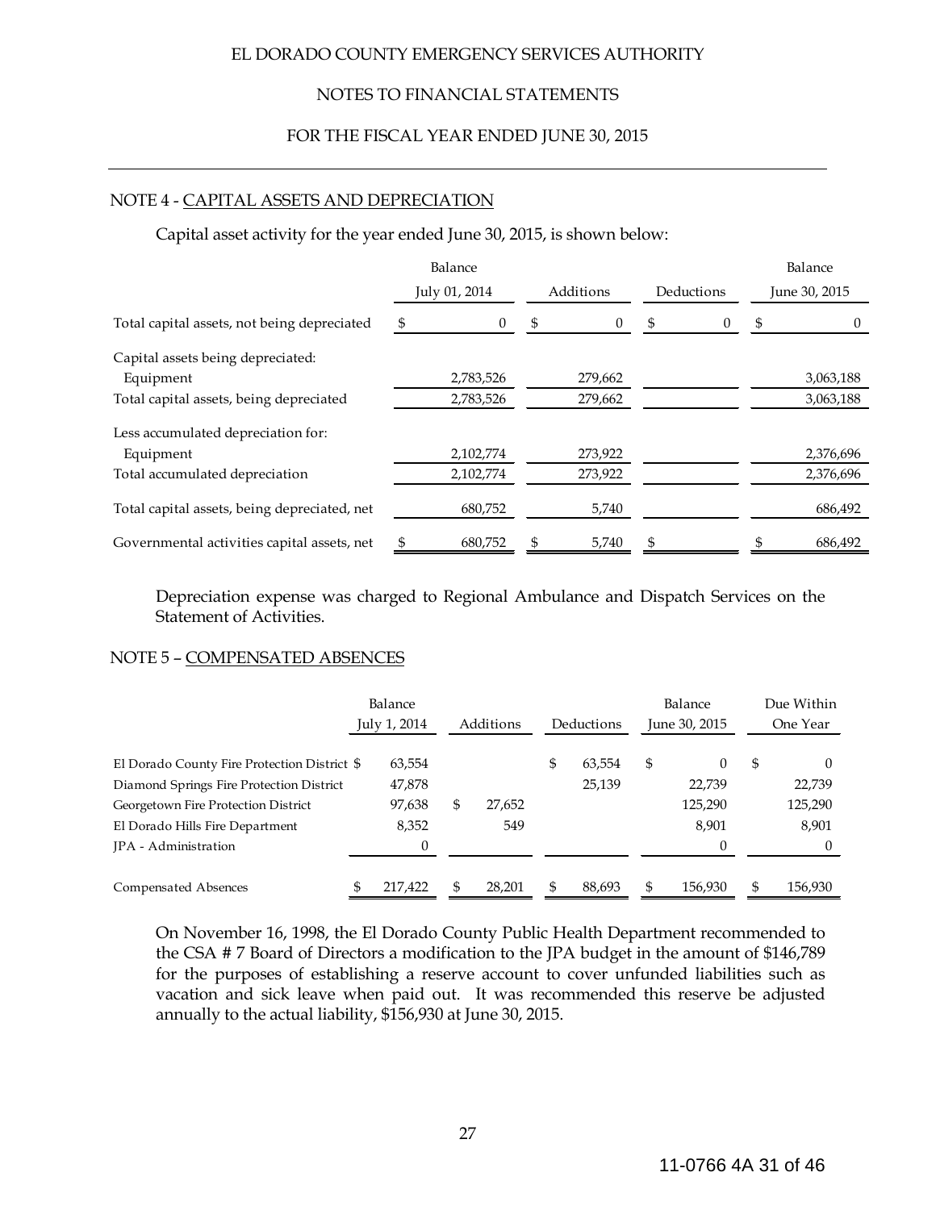EL DORADO COUNTY EMERGENCY SERVICES AUTHORITY

NOTES TO FINANCIAL STATEMENTS

FOR THE FISCAL YEAR ENDED JUNE 30, 2015

## NOTE 4 - CAPITAL ASSETS AND DEPRECIATION

Capital asset activity for the year ended June 30, 2015, is shown below:

| | Balance July 01, 2014 | Additions | Deductions | Balance June 30, 2015 |
|---|---|---|---|---|
| Total capital assets, not being depreciated | $ 0 | $ 0 | $ 0 | $ 0 |
| Capital assets being depreciated: | | | | |
| Equipment | 2,783,526 | 279,662 | | 3,063,188 |
| Total capital assets, being depreciated | 2,783,526 | 279,662 | | 3,063,188 |
| Less accumulated depreciation for: | | | | |
| Equipment | 2,102,774 | 273,922 | | 2,376,696 |
| Total accumulated depreciation | 2,102,774 | 273,922 | | 2,376,696 |
| Total capital assets, being depreciated, net | 680,752 | 5,740 | | 686,492 |
| Governmental activities capital assets, net | $ 680,752 | $ 5,740 | $ | $ 686,492 |

Depreciation expense was charged to Regional Ambulance and Dispatch Services on the Statement of Activities.

## NOTE 5 – COMPENSATED ABSENCES

| | Balance July 1, 2014 | Additions | Deductions | Balance June 30, 2015 | Due Within One Year |
|---|---|---|---|---|---|
| El Dorado County Fire Protection District | $ 63,554 | | $ 63,554 | $ 0 | $ 0 |
| Diamond Springs Fire Protection District | 47,878 | | 25,139 | 22,739 | 22,739 |
| Georgetown Fire Protection District | 97,638 | $ 27,652 | | 125,290 | 125,290 |
| El Dorado Hills Fire Department | 8,352 | 549 | | 8,901 | 8,901 |
| JPA - Administration | 0 | | | 0 | 0 |
| Compensated Absences | $ 217,422 | $ 28,201 | $ 88,693 | $ 156,930 | $ 156,930 |

On November 16, 1998, the El Dorado County Public Health Department recommended to the CSA # 7 Board of Directors a modification to the JPA budget in the amount of $146,789 for the purposes of establishing a reserve account to cover unfunded liabilities such as vacation and sick leave when paid out. It was recommended this reserve be adjusted annually to the actual liability, $156,930 at June 30, 2015.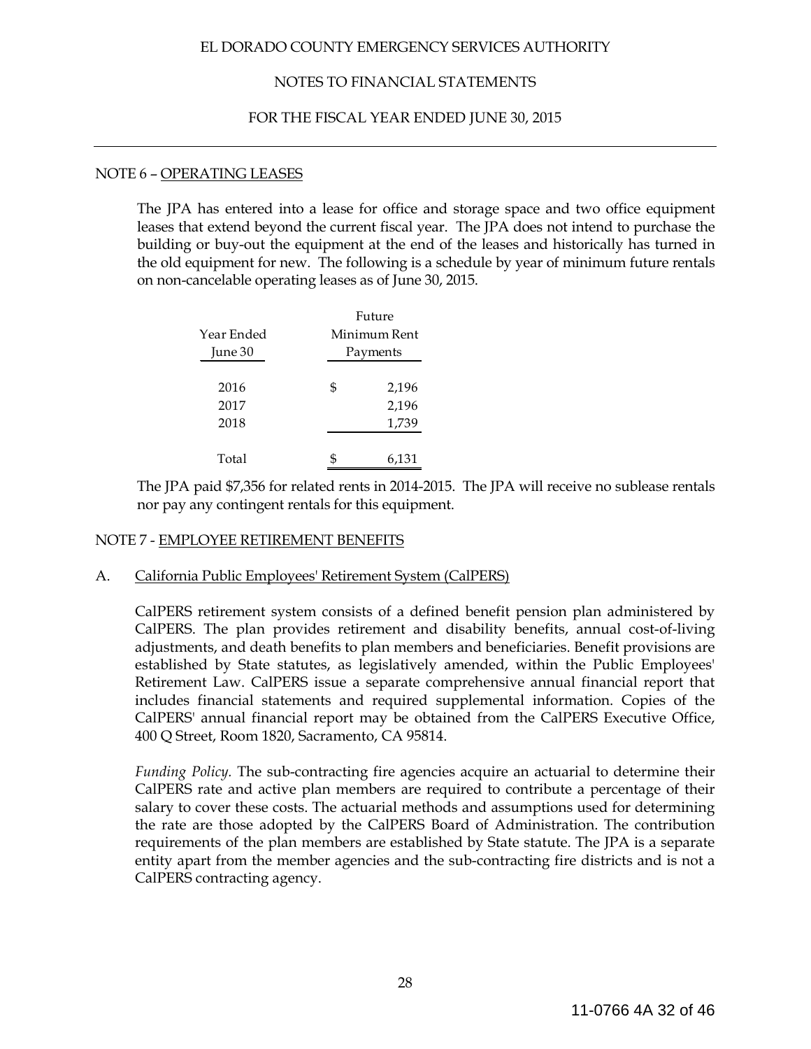EL DORADO COUNTY EMERGENCY SERVICES AUTHORITY

NOTES TO FINANCIAL STATEMENTS

FOR THE FISCAL YEAR ENDED JUNE 30, 2015

## NOTE 6 – OPERATING LEASES

The JPA has entered into a lease for office and storage space and two office equipment leases that extend beyond the current fiscal year. The JPA does not intend to purchase the building or buy-out the equipment at the end of the leases and historically has turned in the old equipment for new. The following is a schedule by year of minimum future rentals on non-cancelable operating leases as of June 30, 2015.

| Year Ended June 30 | Future Minimum Rent Payments |
|---|---|
| 2016 | $ 2,196 |
| 2017 | 2,196 |
| 2018 | 1,739 |
| Total | $ 6,131 |

The JPA paid $7,356 for related rents in 2014-2015. The JPA will receive no sublease rentals nor pay any contingent rentals for this equipment.

## NOTE 7 - EMPLOYEE RETIREMENT BENEFITS

### A. California Public Employees' Retirement System (CalPERS)

CalPERS retirement system consists of a defined benefit pension plan administered by CalPERS. The plan provides retirement and disability benefits, annual cost-of-living adjustments, and death benefits to plan members and beneficiaries. Benefit provisions are established by State statutes, as legislatively amended, within the Public Employees' Retirement Law. CalPERS issue a separate comprehensive annual financial report that includes financial statements and required supplemental information. Copies of the CalPERS' annual financial report may be obtained from the CalPERS Executive Office, 400 Q Street, Room 1820, Sacramento, CA 95814.

*Funding Policy.* The sub-contracting fire agencies acquire an actuarial to determine their CalPERS rate and active plan members are required to contribute a percentage of their salary to cover these costs. The actuarial methods and assumptions used for determining the rate are those adopted by the CalPERS Board of Administration. The contribution requirements of the plan members are established by State statute. The JPA is a separate entity apart from the member agencies and the sub-contracting fire districts and is not a CalPERS contracting agency.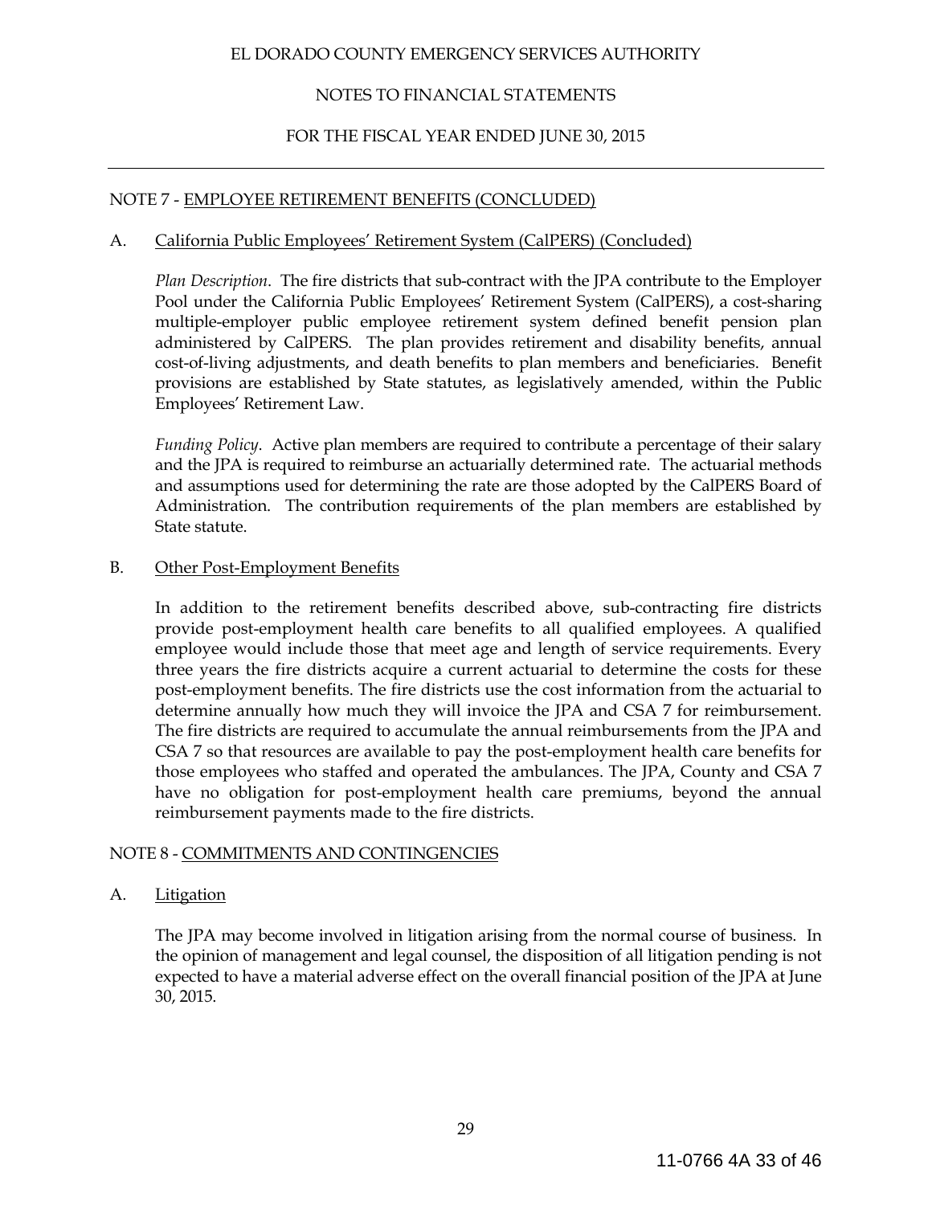## NOTE 7 - EMPLOYEE RETIREMENT BENEFITS (CONCLUDED)

### A. California Public Employees' Retirement System (CalPERS) (Concluded)

*Plan Description*. The fire districts that sub-contract with the JPA contribute to the Employer Pool under the California Public Employees' Retirement System (CalPERS), a cost-sharing multiple-employer public employee retirement system defined benefit pension plan administered by CalPERS. The plan provides retirement and disability benefits, annual cost-of-living adjustments, and death benefits to plan members and beneficiaries. Benefit provisions are established by State statutes, as legislatively amended, within the Public Employees' Retirement Law.

*Funding Policy*. Active plan members are required to contribute a percentage of their salary and the JPA is required to reimburse an actuarially determined rate. The actuarial methods and assumptions used for determining the rate are those adopted by the CalPERS Board of Administration. The contribution requirements of the plan members are established by State statute.

### B. Other Post-Employment Benefits

In addition to the retirement benefits described above, sub-contracting fire districts provide post-employment health care benefits to all qualified employees. A qualified employee would include those that meet age and length of service requirements. Every three years the fire districts acquire a current actuarial to determine the costs for these post-employment benefits. The fire districts use the cost information from the actuarial to determine annually how much they will invoice the JPA and CSA 7 for reimbursement. The fire districts are required to accumulate the annual reimbursements from the JPA and CSA 7 so that resources are available to pay the post-employment health care benefits for those employees who staffed and operated the ambulances. The JPA, County and CSA 7 have no obligation for post-employment health care premiums, beyond the annual reimbursement payments made to the fire districts.

## NOTE 8 - COMMITMENTS AND CONTINGENCIES

### A. Litigation

The JPA may become involved in litigation arising from the normal course of business. In the opinion of management and legal counsel, the disposition of all litigation pending is not expected to have a material adverse effect on the overall financial position of the JPA at June 30, 2015.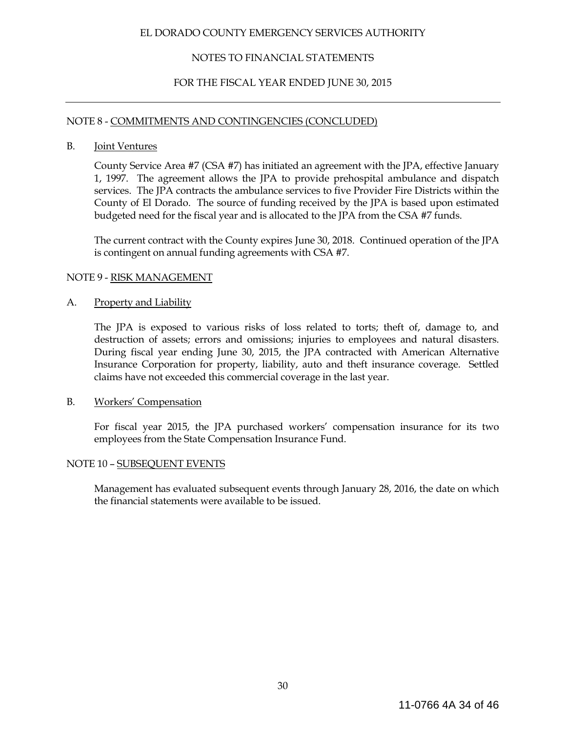## NOTE 8 - COMMITMENTS AND CONTINGENCIES (CONCLUDED)

### B. Joint Ventures

County Service Area #7 (CSA #7) has initiated an agreement with the JPA, effective January 1, 1997. The agreement allows the JPA to provide prehospital ambulance and dispatch services. The JPA contracts the ambulance services to five Provider Fire Districts within the County of El Dorado. The source of funding received by the JPA is based upon estimated budgeted need for the fiscal year and is allocated to the JPA from the CSA #7 funds.

The current contract with the County expires June 30, 2018. Continued operation of the JPA is contingent on annual funding agreements with CSA #7.

## NOTE 9 - RISK MANAGEMENT

### A. Property and Liability

The JPA is exposed to various risks of loss related to torts; theft of, damage to, and destruction of assets; errors and omissions; injuries to employees and natural disasters. During fiscal year ending June 30, 2015, the JPA contracted with American Alternative Insurance Corporation for property, liability, auto and theft insurance coverage. Settled claims have not exceeded this commercial coverage in the last year.

### B. Workers' Compensation

For fiscal year 2015, the JPA purchased workers' compensation insurance for its two employees from the State Compensation Insurance Fund.

## NOTE 10 – SUBSEQUENT EVENTS

Management has evaluated subsequent events through January 28, 2016, the date on which the financial statements were available to be issued.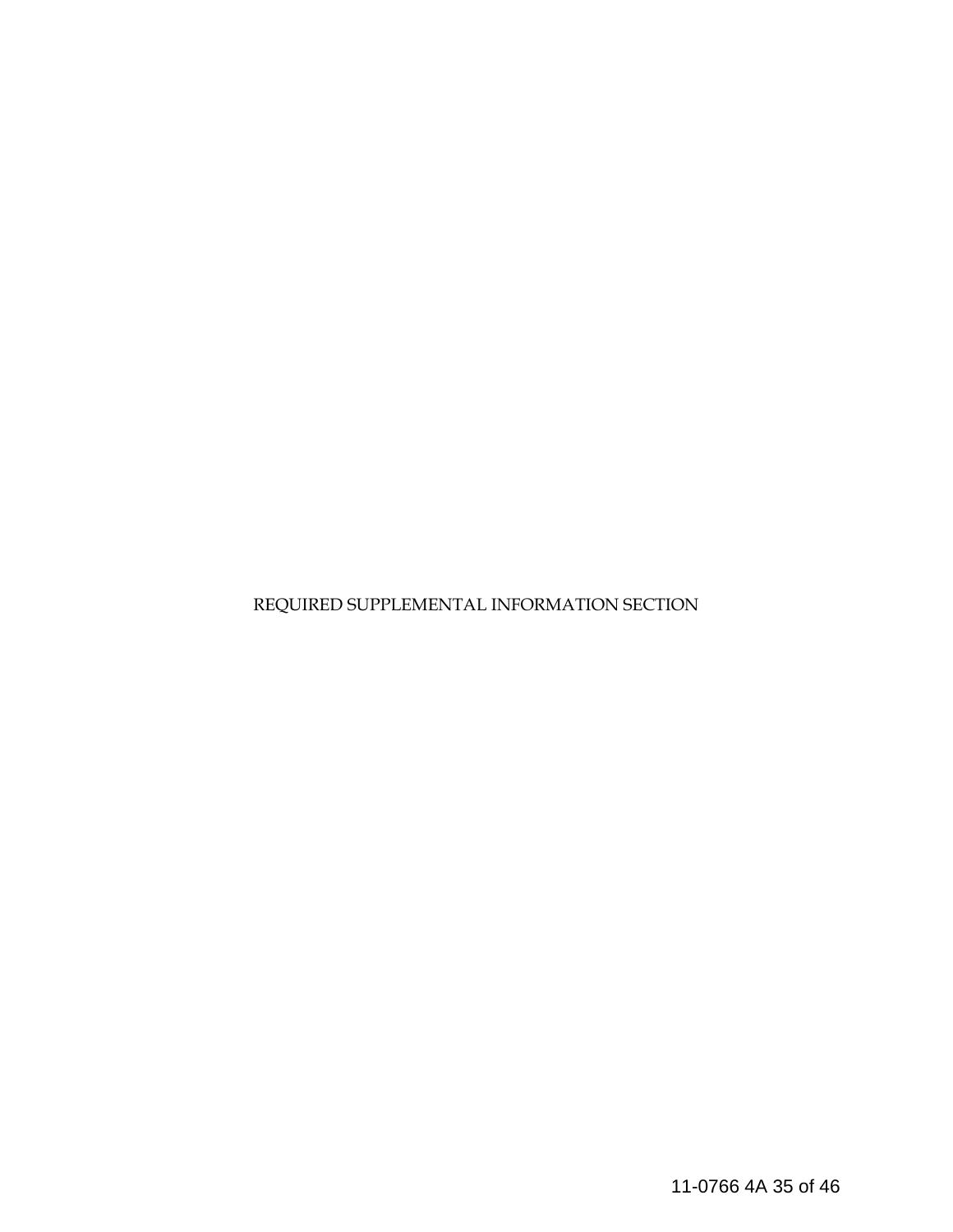# REQUIRED SUPPLEMENTAL INFORMATION SECTION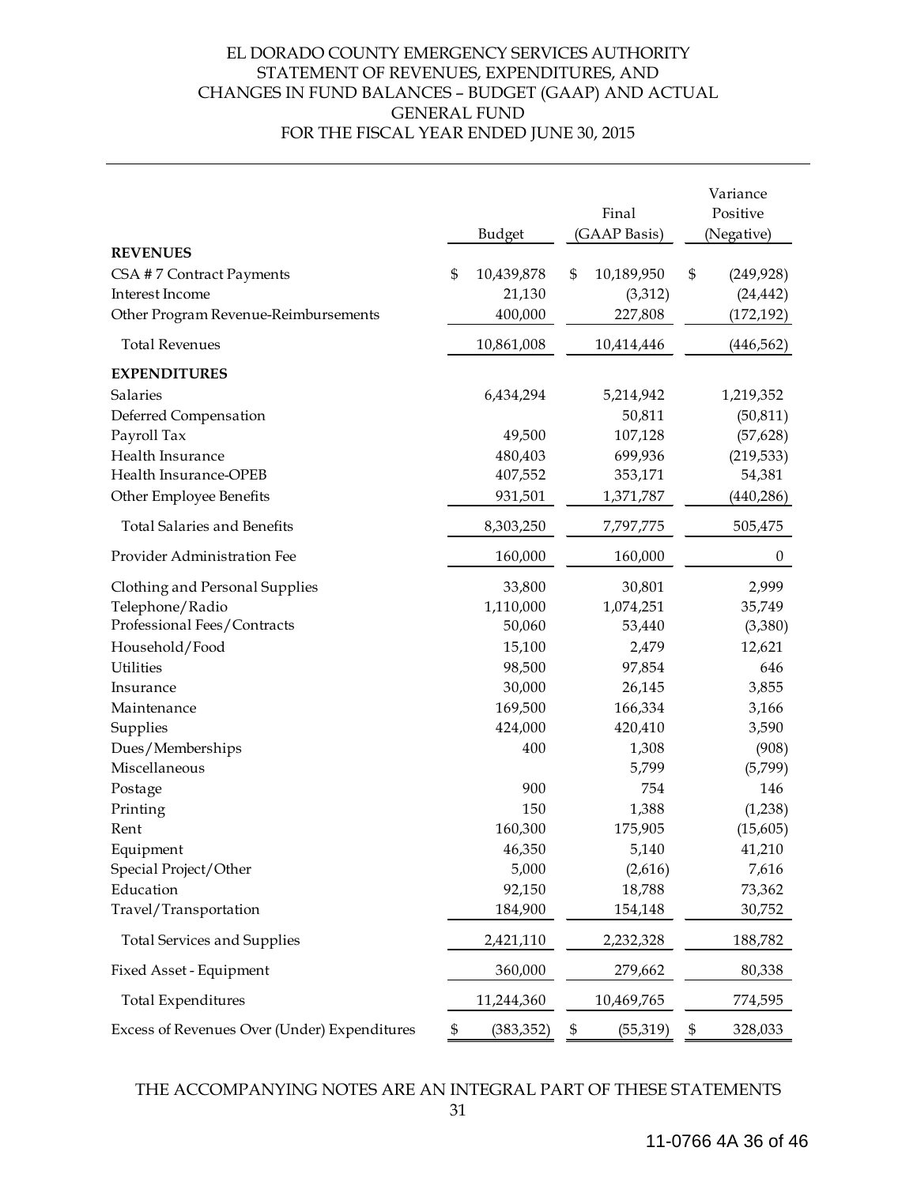# EL DORADO COUNTY EMERGENCY SERVICES AUTHORITY
## STATEMENT OF REVENUES, EXPENDITURES, AND CHANGES IN FUND BALANCES – BUDGET (GAAP) AND ACTUAL
## GENERAL FUND
## FOR THE FISCAL YEAR ENDED JUNE 30, 2015

| | Budget | Final (GAAP Basis) | Variance Positive (Negative) |
|---|---|---|---|
| **REVENUES** | | | |
| CSA # 7 Contract Payments | $ 10,439,878 | $ 10,189,950 | $ (249,928) |
| Interest Income | 21,130 | (3,312) | (24,442) |
| Other Program Revenue-Reimbursements | 400,000 | 227,808 | (172,192) |
| Total Revenues | 10,861,008 | 10,414,446 | (446,562) |
| **EXPENDITURES** | | | |
| Salaries | 6,434,294 | 5,214,942 | 1,219,352 |
| Deferred Compensation | | 50,811 | (50,811) |
| Payroll Tax | 49,500 | 107,128 | (57,628) |
| Health Insurance | 480,403 | 699,936 | (219,533) |
| Health Insurance-OPEB | 407,552 | 353,171 | 54,381 |
| Other Employee Benefits | 931,501 | 1,371,787 | (440,286) |
| Total Salaries and Benefits | 8,303,250 | 7,797,775 | 505,475 |
| Provider Administration Fee | 160,000 | 160,000 | 0 |
| Clothing and Personal Supplies | 33,800 | 30,801 | 2,999 |
| Telephone/Radio | 1,110,000 | 1,074,251 | 35,749 |
| Professional Fees/Contracts | 50,060 | 53,440 | (3,380) |
| Household/Food | 15,100 | 2,479 | 12,621 |
| Utilities | 98,500 | 97,854 | 646 |
| Insurance | 30,000 | 26,145 | 3,855 |
| Maintenance | 169,500 | 166,334 | 3,166 |
| Supplies | 424,000 | 420,410 | 3,590 |
| Dues/Memberships | 400 | 1,308 | (908) |
| Miscellaneous | | 5,799 | (5,799) |
| Postage | 900 | 754 | 146 |
| Printing | 150 | 1,388 | (1,238) |
| Rent | 160,300 | 175,905 | (15,605) |
| Equipment | 46,350 | 5,140 | 41,210 |
| Special Project/Other | 5,000 | (2,616) | 7,616 |
| Education | 92,150 | 18,788 | 73,362 |
| Travel/Transportation | 184,900 | 154,148 | 30,752 |
| Total Services and Supplies | 2,421,110 | 2,232,328 | 188,782 |
| Fixed Asset - Equipment | 360,000 | 279,662 | 80,338 |
| Total Expenditures | 11,244,360 | 10,469,765 | 774,595 |
| Excess of Revenues Over (Under) Expenditures | $ (383,352) | $ (55,319) | $ 328,033 |

THE ACCOMPANYING NOTES ARE AN INTEGRAL PART OF THESE STATEMENTS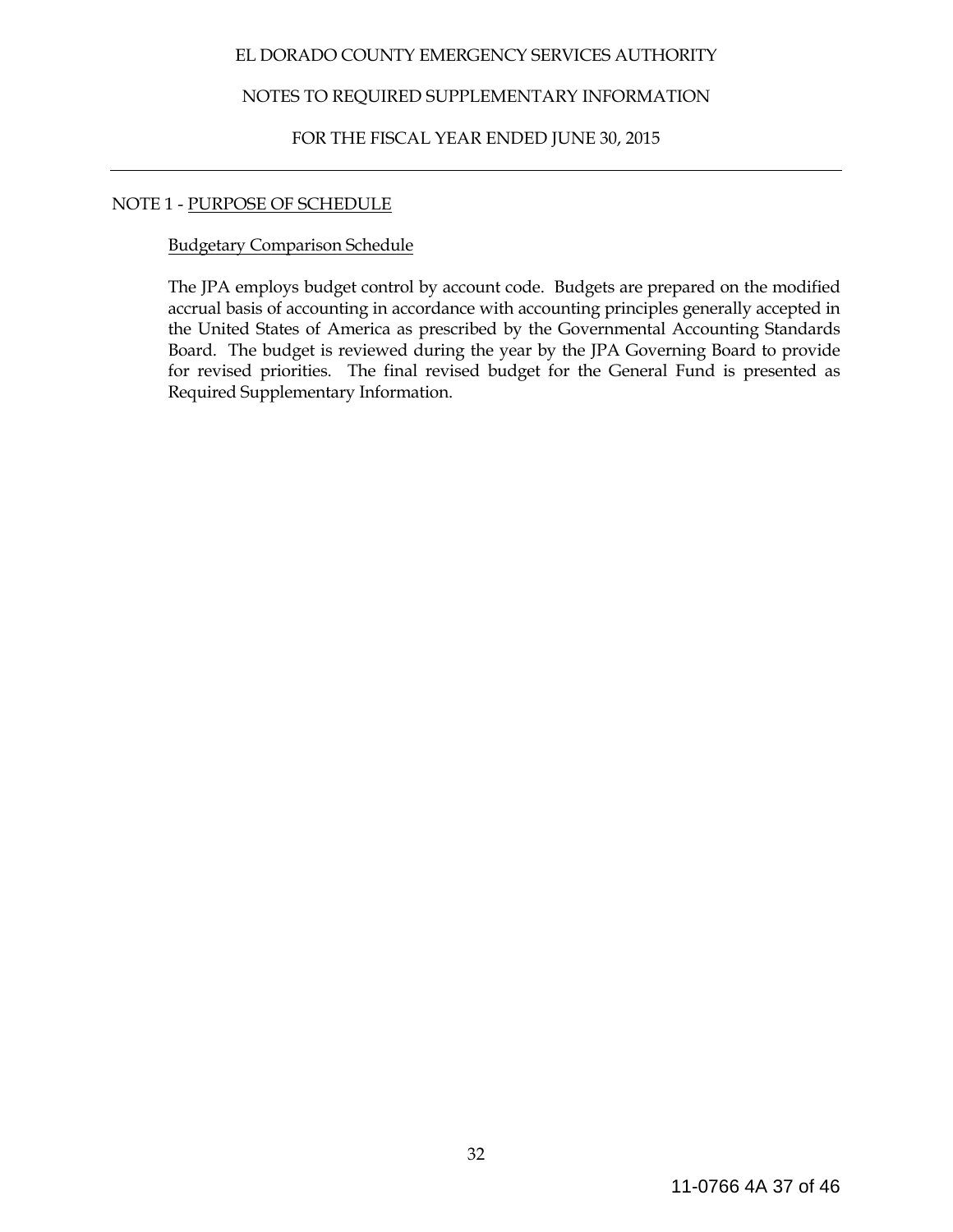EL DORADO COUNTY EMERGENCY SERVICES AUTHORITY

NOTES TO REQUIRED SUPPLEMENTARY INFORMATION

FOR THE FISCAL YEAR ENDED JUNE 30, 2015

---

NOTE 1 - PURPOSE OF SCHEDULE

Budgetary Comparison Schedule

The JPA employs budget control by account code. Budgets are prepared on the modified accrual basis of accounting in accordance with accounting principles generally accepted in the United States of America as prescribed by the Governmental Accounting Standards Board. The budget is reviewed during the year by the JPA Governing Board to provide for revised priorities. The final revised budget for the General Fund is presented as Required Supplementary Information.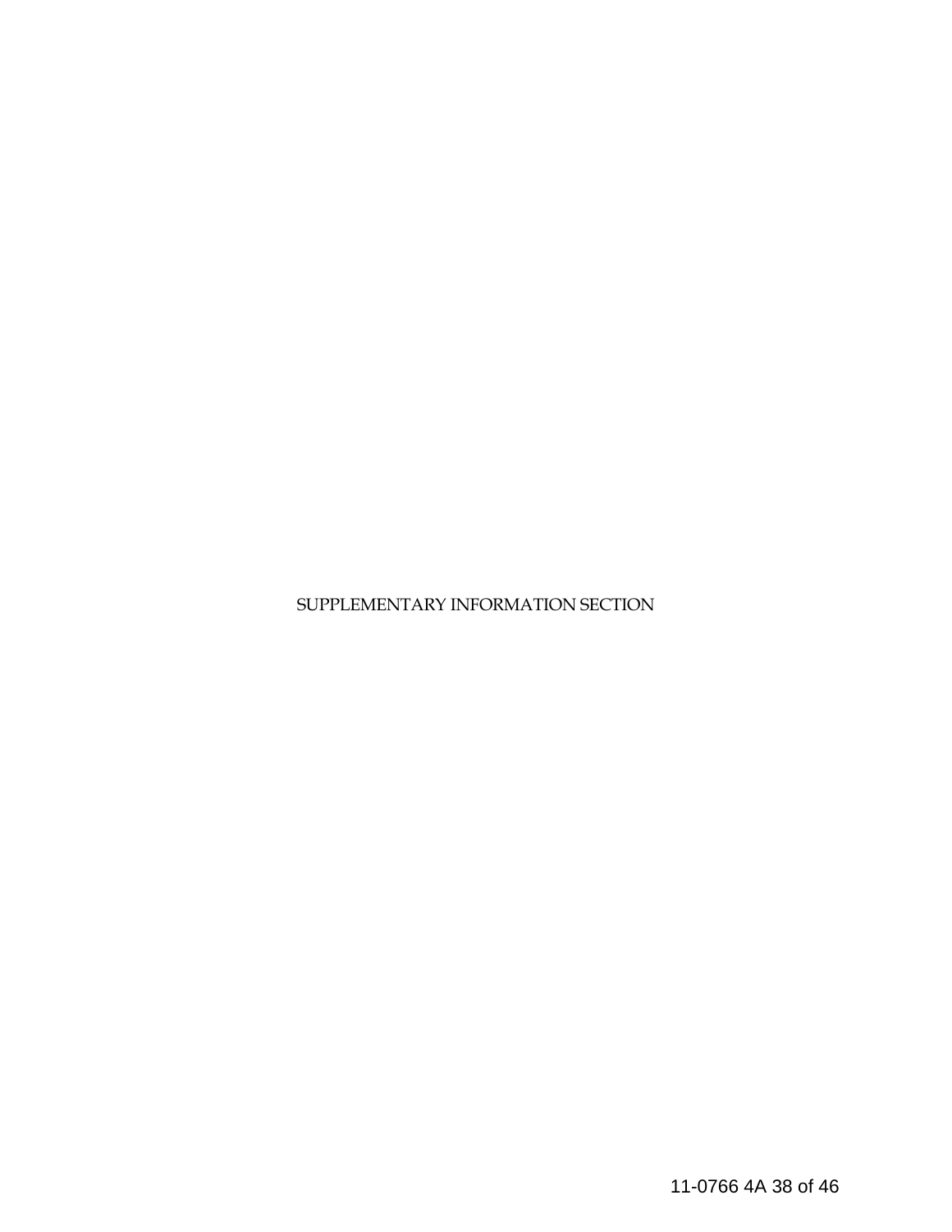# SUPPLEMENTARY INFORMATION SECTION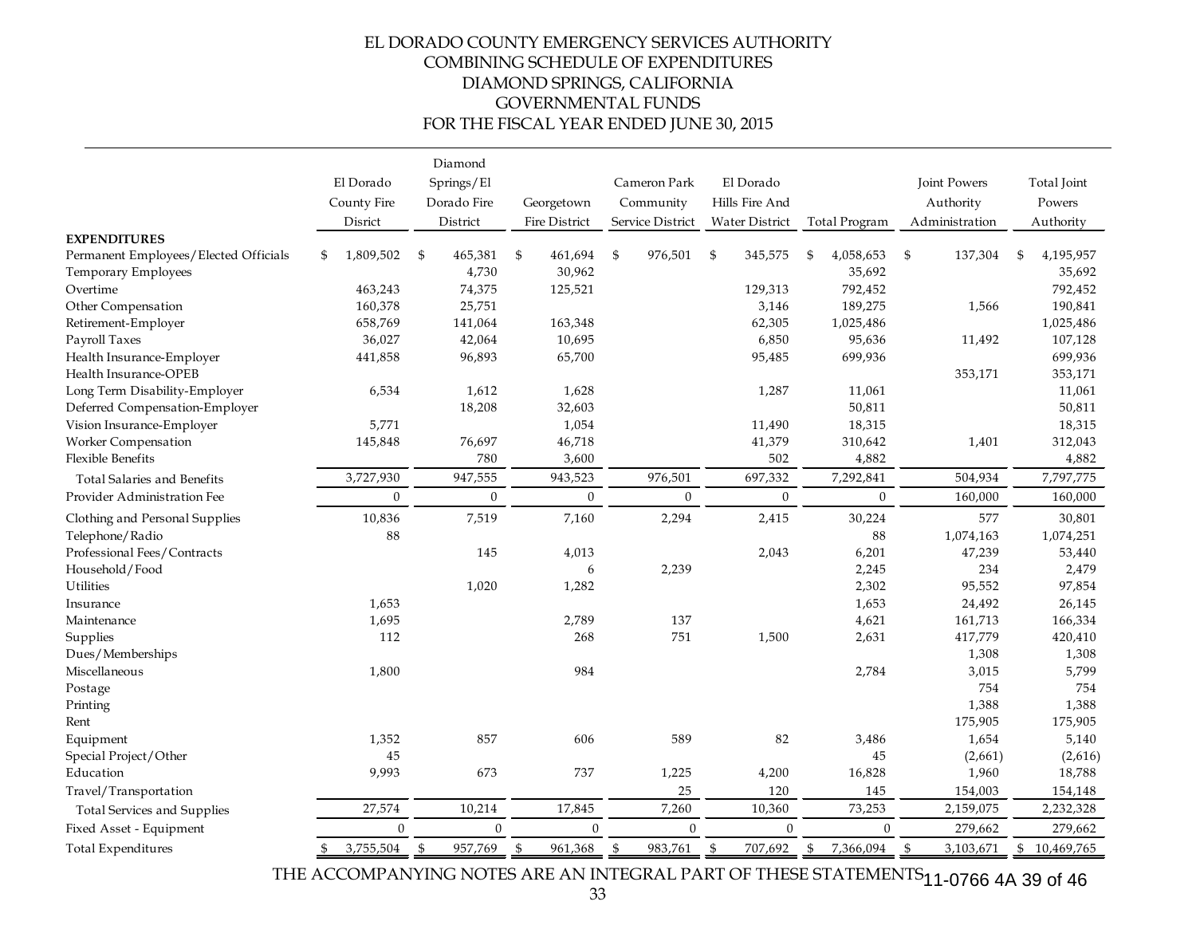# EL DORADO COUNTY EMERGENCY SERVICES AUTHORITY
## COMBINING SCHEDULE OF EXPENDITURES
## DIAMOND SPRINGS, CALIFORNIA
## GOVERNMENTAL FUNDS
## FOR THE FISCAL YEAR ENDED JUNE 30, 2015

| | El Dorado County Fire Disrict | Diamond Springs/El Dorado Fire District | Georgetown Fire District | Cameron Park Community Service District | El Dorado Hills Fire And Water District | Total Program | Joint Powers Authority Administration | Total Joint Powers Authority |
|---|---|---|---|---|---|---|---|---|
| **EXPENDITURES** | | | | | | | | |
| Permanent Employees/Elected Officials | $ 1,809,502 | $ 465,381 | $ 461,694 | $ 976,501 | $ 345,575 | $ 4,058,653 | $ 137,304 | $ 4,195,957 |
| Temporary Employees | | 4,730 | 30,962 | | | 35,692 | | 35,692 |
| Overtime | 463,243 | 74,375 | 125,521 | | 129,313 | 792,452 | | 792,452 |
| Other Compensation | 160,378 | 25,751 | | | 3,146 | 189,275 | 1,566 | 190,841 |
| Retirement-Employer | 658,769 | 141,064 | 163,348 | | 62,305 | 1,025,486 | | 1,025,486 |
| Payroll Taxes | 36,027 | 42,064 | 10,695 | | 6,850 | 95,636 | 11,492 | 107,128 |
| Health Insurance-Employer | 441,858 | 96,893 | 65,700 | | 95,485 | 699,936 | | 699,936 |
| Health Insurance-OPEB | | | | | | | 353,171 | 353,171 |
| Long Term Disability-Employer | 6,534 | 1,612 | 1,628 | | 1,287 | 11,061 | | 11,061 |
| Deferred Compensation-Employer | | 18,208 | 32,603 | | | 50,811 | | 50,811 |
| Vision Insurance-Employer | 5,771 | | 1,054 | | 11,490 | 18,315 | | 18,315 |
| Worker Compensation | 145,848 | 76,697 | 46,718 | | 41,379 | 310,642 | 1,401 | 312,043 |
| Flexible Benefits | | 780 | 3,600 | | 502 | 4,882 | | 4,882 |
| Total Salaries and Benefits | 3,727,930 | 947,555 | 943,523 | 976,501 | 697,332 | 7,292,841 | 504,934 | 7,797,775 |
| Provider Administration Fee | 0 | 0 | 0 | 0 | 0 | 0 | 160,000 | 160,000 |
| Clothing and Personal Supplies | 10,836 | 7,519 | 7,160 | 2,294 | 2,415 | 30,224 | 577 | 30,801 |
| Telephone/Radio | 88 | | | | | 88 | 1,074,163 | 1,074,251 |
| Professional Fees/Contracts | | 145 | 4,013 | | 2,043 | 6,201 | 47,239 | 53,440 |
| Household/Food | | | 6 | 2,239 | | 2,245 | 234 | 2,479 |
| Utilities | | 1,020 | 1,282 | | | 2,302 | 95,552 | 97,854 |
| Insurance | 1,653 | | | | | 1,653 | 24,492 | 26,145 |
| Maintenance | 1,695 | | 2,789 | 137 | | 4,621 | 161,713 | 166,334 |
| Supplies | 112 | | 268 | 751 | 1,500 | 2,631 | 417,779 | 420,410 |
| Dues/Memberships | | | | | | | 1,308 | 1,308 |
| Miscellaneous | 1,800 | | 984 | | | 2,784 | 3,015 | 5,799 |
| Postage | | | | | | | 754 | 754 |
| Printing | | | | | | | 1,388 | 1,388 |
| Rent | | | | | | | 175,905 | 175,905 |
| Equipment | 1,352 | 857 | 606 | 589 | 82 | 3,486 | 1,654 | 5,140 |
| Special Project/Other | 45 | | | | | 45 | (2,661) | (2,616) |
| Education | 9,993 | 673 | 737 | 1,225 | 4,200 | 16,828 | 1,960 | 18,788 |
| Travel/Transportation | | | | 25 | 120 | 145 | 154,003 | 154,148 |
| Total Services and Supplies | 27,574 | 10,214 | 17,845 | 7,260 | 10,360 | 73,253 | 2,159,075 | 2,232,328 |
| Fixed Asset - Equipment | 0 | 0 | 0 | 0 | 0 | 0 | 279,662 | 279,662 |
| Total Expenditures | $ 3,755,504 | $ 957,769 | $ 961,368 | $ 983,761 | $ 707,692 | $ 7,366,094 | $ 3,103,671 | $ 10,469,765 |

THE ACCOMPANYING NOTES ARE AN INTEGRAL PART OF THESE STATEMENTS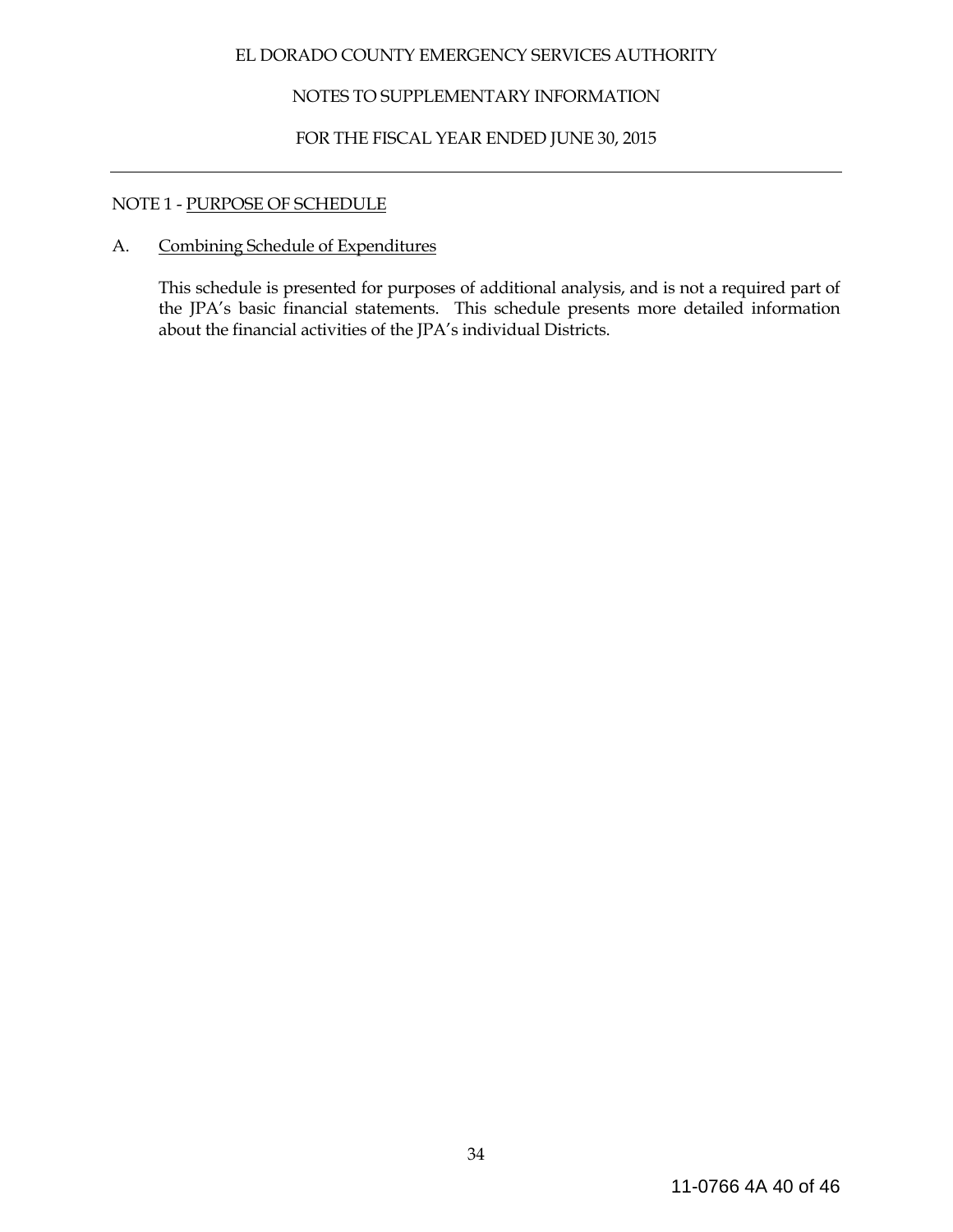# EL DORADO COUNTY EMERGENCY SERVICES AUTHORITY

## NOTES TO SUPPLEMENTARY INFORMATION

## FOR THE FISCAL YEAR ENDED JUNE 30, 2015

---

NOTE 1 - PURPOSE OF SCHEDULE

A. Combining Schedule of Expenditures

This schedule is presented for purposes of additional analysis, and is not a required part of the JPA's basic financial statements. This schedule presents more detailed information about the financial activities of the JPA's individual Districts.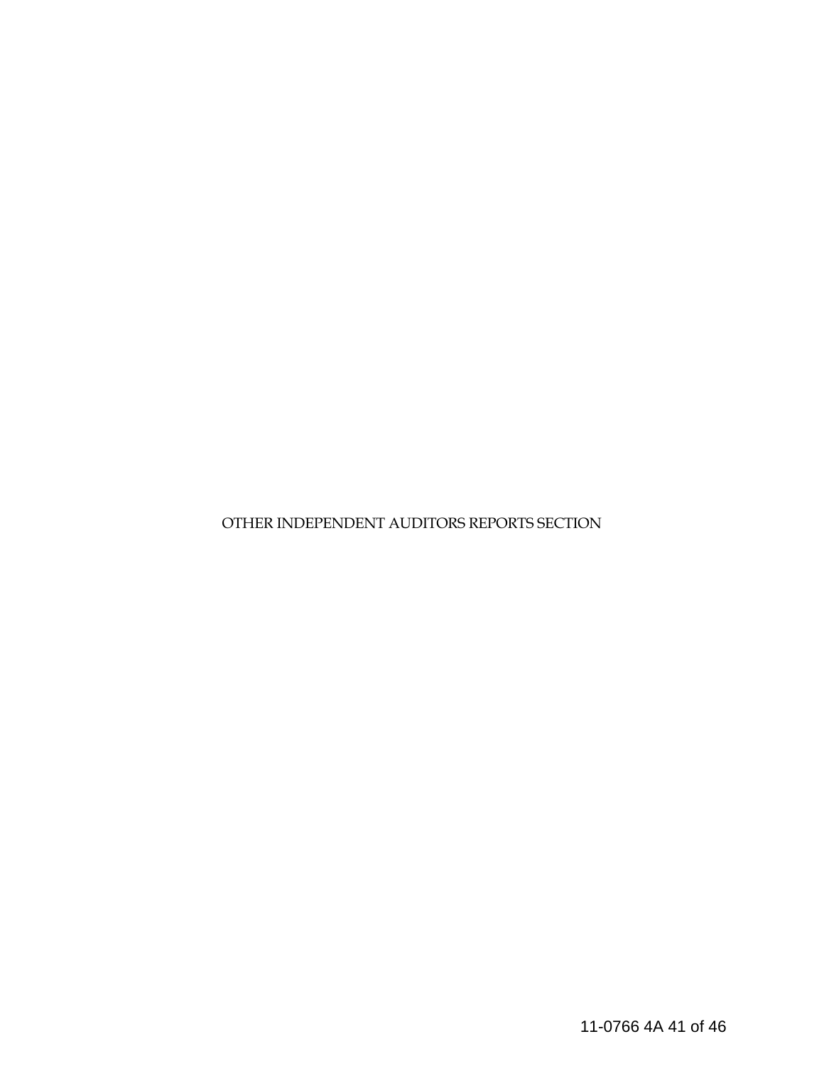# OTHER INDEPENDENT AUDITORS REPORTS SECTION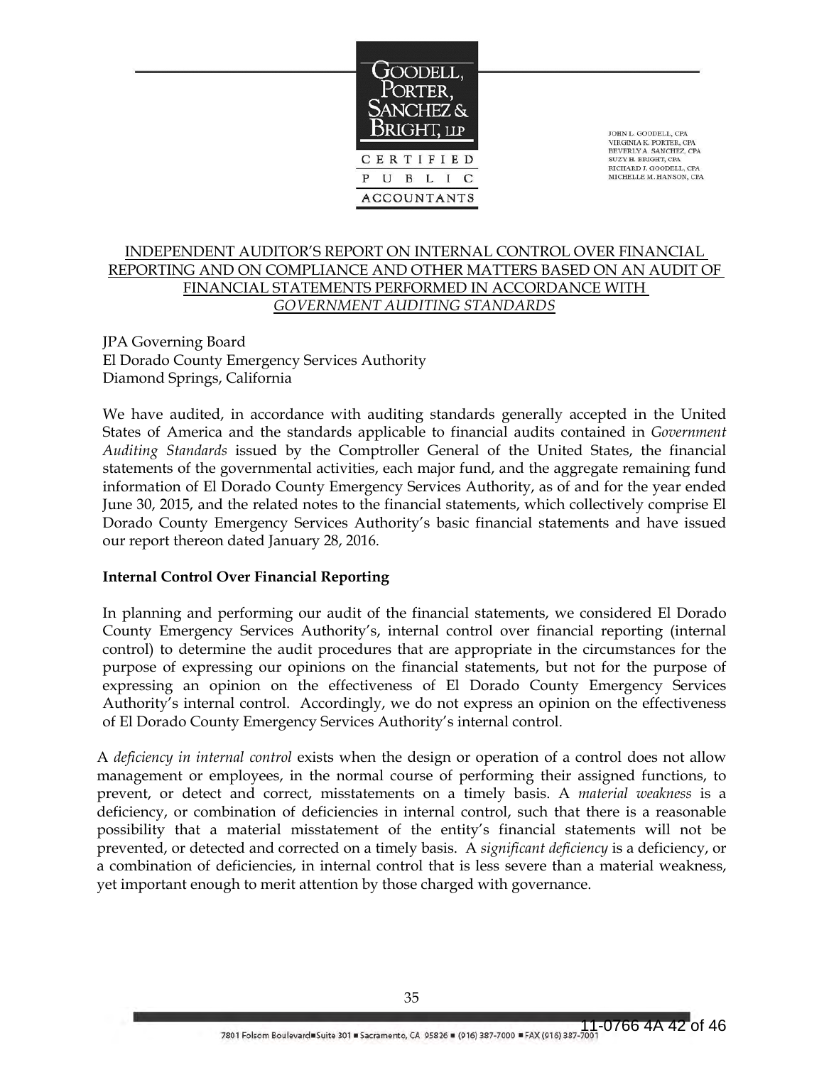GOODELL, PORTER, SANCHEZ & BRIGHT, LLP

CERTIFIED PUBLIC ACCOUNTANTS

JOHN L. GOODELL, CPA
VIRGINIA K. PORTER, CPA
BEVERLY A. SANCHEZ, CPA
SUZY H. BRIGHT, CPA
RICHARD J. GOODELL, CPA
MICHELLE M. HANSON, CPA

## INDEPENDENT AUDITOR'S REPORT ON INTERNAL CONTROL OVER FINANCIAL REPORTING AND ON COMPLIANCE AND OTHER MATTERS BASED ON AN AUDIT OF FINANCIAL STATEMENTS PERFORMED IN ACCORDANCE WITH *GOVERNMENT AUDITING STANDARDS*

JPA Governing Board
El Dorado County Emergency Services Authority
Diamond Springs, California

We have audited, in accordance with auditing standards generally accepted in the United States of America and the standards applicable to financial audits contained in *Government Auditing Standards* issued by the Comptroller General of the United States, the financial statements of the governmental activities, each major fund, and the aggregate remaining fund information of El Dorado County Emergency Services Authority, as of and for the year ended June 30, 2015, and the related notes to the financial statements, which collectively comprise El Dorado County Emergency Services Authority's basic financial statements and have issued our report thereon dated January 28, 2016.

**Internal Control Over Financial Reporting**

In planning and performing our audit of the financial statements, we considered El Dorado County Emergency Services Authority's, internal control over financial reporting (internal control) to determine the audit procedures that are appropriate in the circumstances for the purpose of expressing our opinions on the financial statements, but not for the purpose of expressing an opinion on the effectiveness of El Dorado County Emergency Services Authority's internal control. Accordingly, we do not express an opinion on the effectiveness of El Dorado County Emergency Services Authority's internal control.

A *deficiency in internal control* exists when the design or operation of a control does not allow management or employees, in the normal course of performing their assigned functions, to prevent, or detect and correct, misstatements on a timely basis. A *material weakness* is a deficiency, or combination of deficiencies in internal control, such that there is a reasonable possibility that a material misstatement of the entity's financial statements will not be prevented, or detected and corrected on a timely basis. A *significant deficiency* is a deficiency, or a combination of deficiencies, in internal control that is less severe than a material weakness, yet important enough to merit attention by those charged with governance.

7801 Folsom Boulevard ■ Suite 301 ■ Sacramento, CA 95826 ■ (916) 387-7000 ■ FAX (916) 387-7001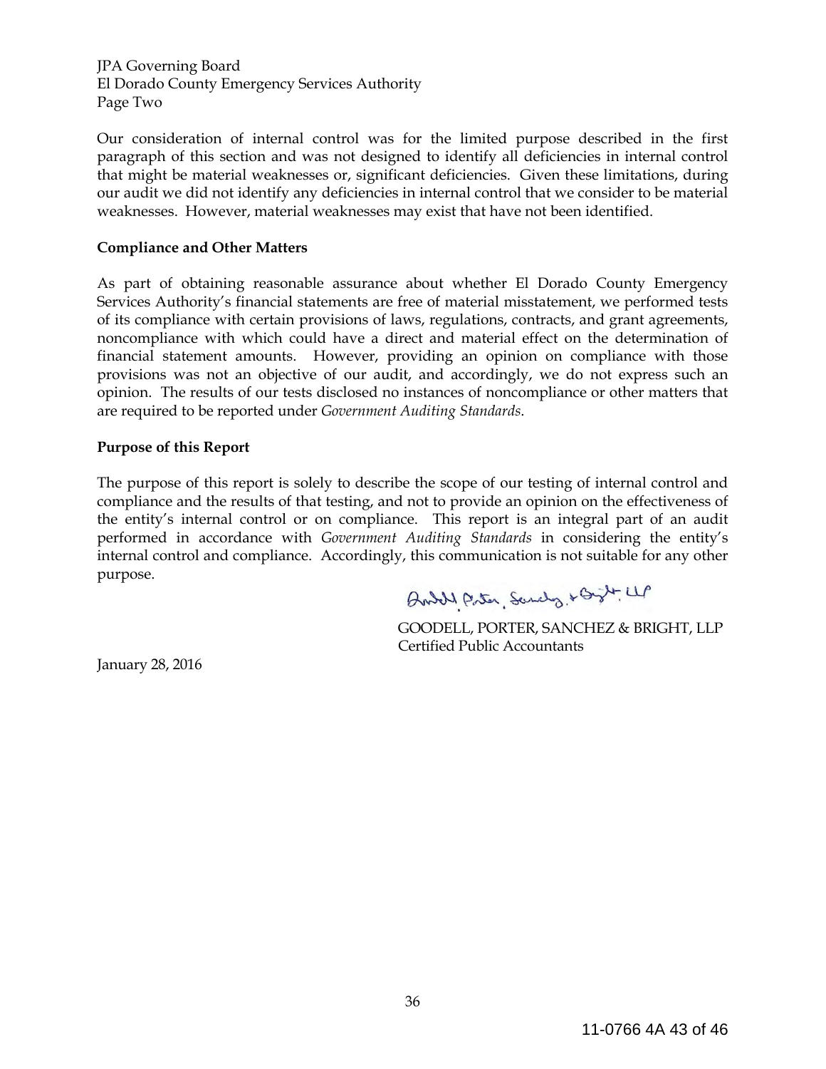JPA Governing Board
El Dorado County Emergency Services Authority
Page Two

Our consideration of internal control was for the limited purpose described in the first paragraph of this section and was not designed to identify all deficiencies in internal control that might be material weaknesses or, significant deficiencies. Given these limitations, during our audit we did not identify any deficiencies in internal control that we consider to be material weaknesses. However, material weaknesses may exist that have not been identified.

**Compliance and Other Matters**

As part of obtaining reasonable assurance about whether El Dorado County Emergency Services Authority's financial statements are free of material misstatement, we performed tests of its compliance with certain provisions of laws, regulations, contracts, and grant agreements, noncompliance with which could have a direct and material effect on the determination of financial statement amounts. However, providing an opinion on compliance with those provisions was not an objective of our audit, and accordingly, we do not express such an opinion. The results of our tests disclosed no instances of noncompliance or other matters that are required to be reported under *Government Auditing Standards.*

**Purpose of this Report**

The purpose of this report is solely to describe the scope of our testing of internal control and compliance and the results of that testing, and not to provide an opinion on the effectiveness of the entity's internal control or on compliance. This report is an integral part of an audit performed in accordance with *Government Auditing Standards* in considering the entity's internal control and compliance. Accordingly, this communication is not suitable for any other purpose.

GOODELL, PORTER, SANCHEZ & BRIGHT, LLP
Certified Public Accountants

January 28, 2016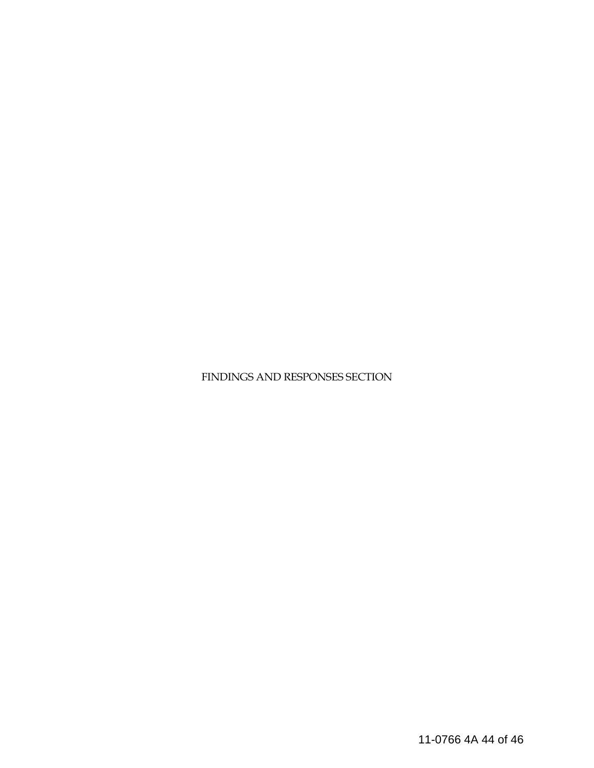FINDINGS AND RESPONSES SECTION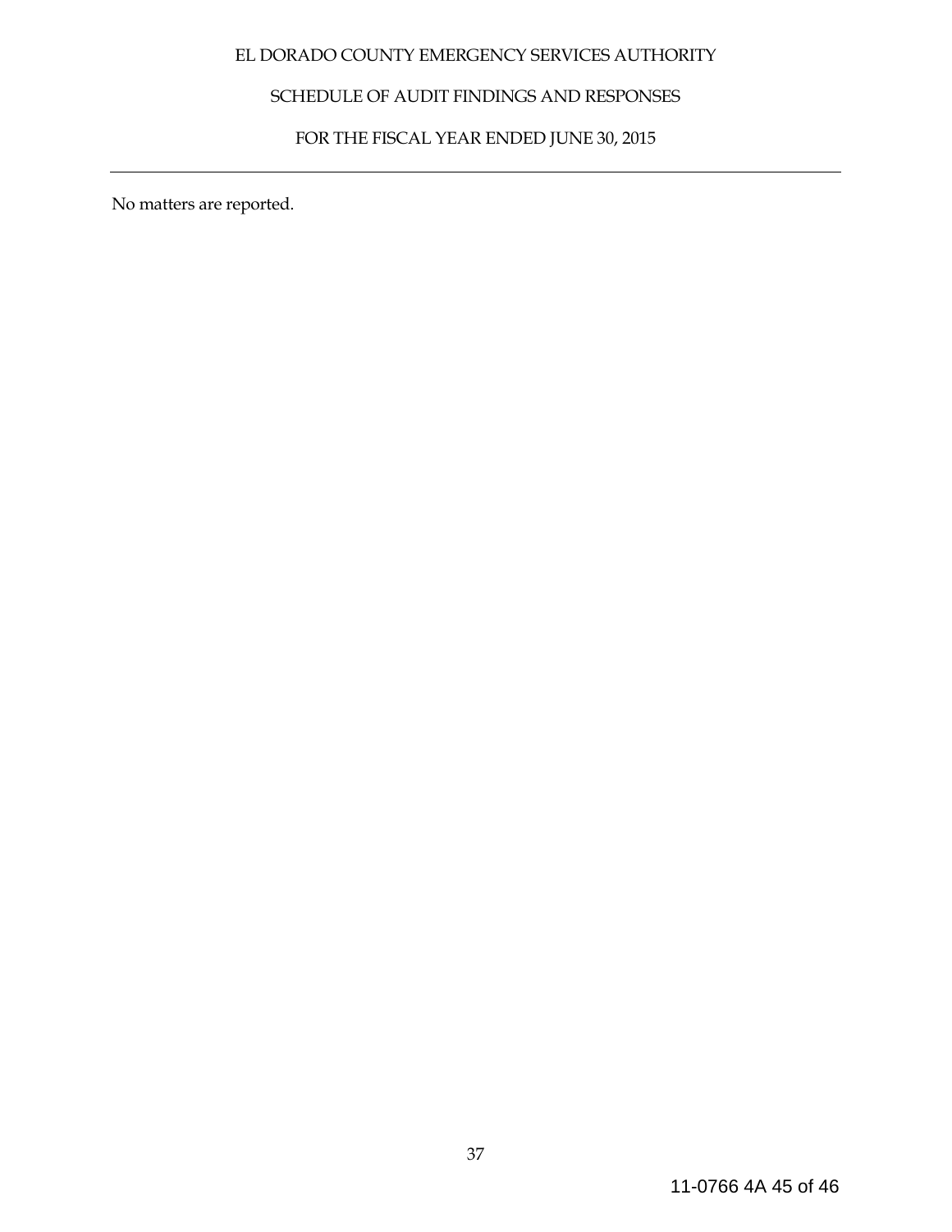# EL DORADO COUNTY EMERGENCY SERVICES AUTHORITY

## SCHEDULE OF AUDIT FINDINGS AND RESPONSES

### FOR THE FISCAL YEAR ENDED JUNE 30, 2015

---

No matters are reported.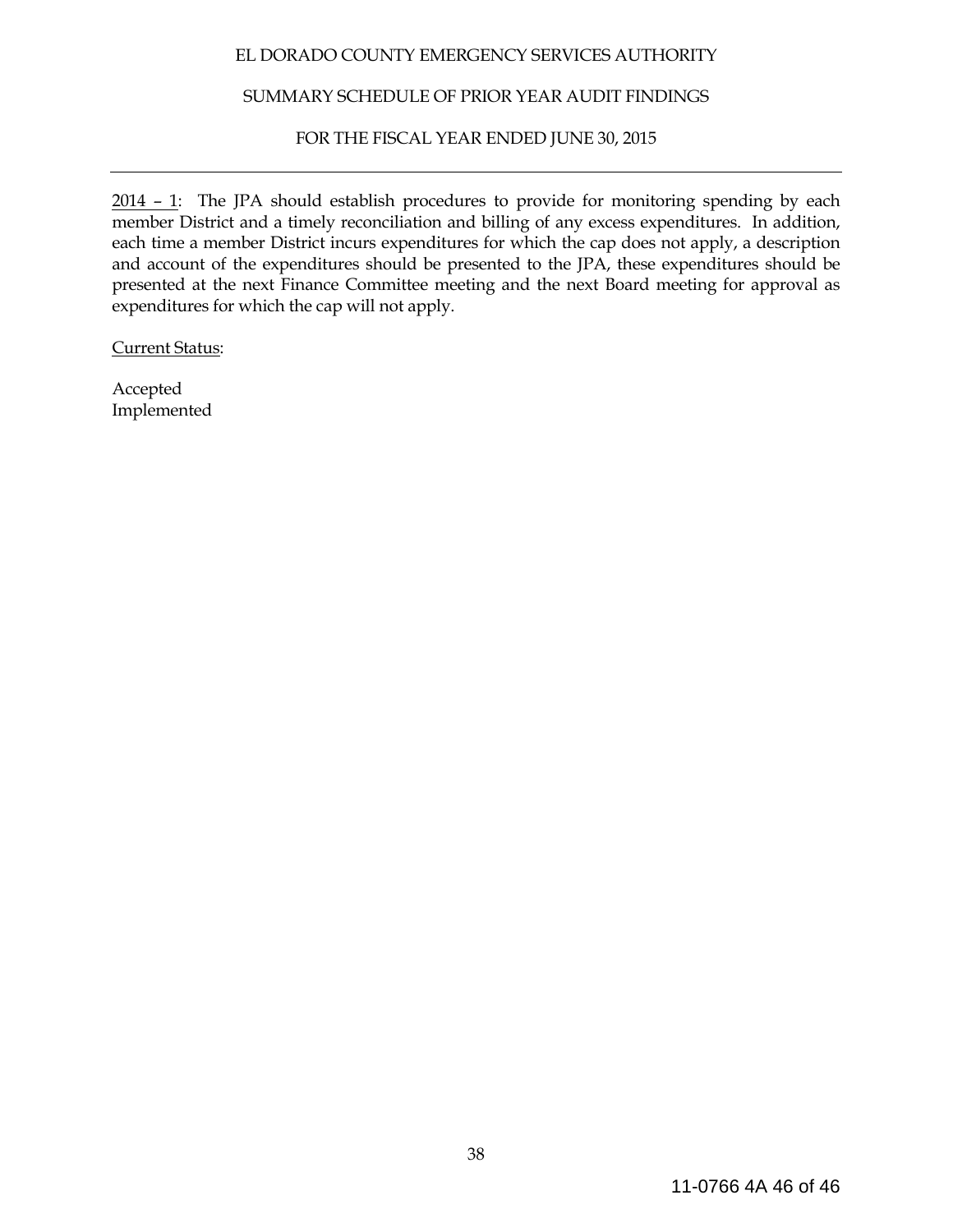EL DORADO COUNTY EMERGENCY SERVICES AUTHORITY

SUMMARY SCHEDULE OF PRIOR YEAR AUDIT FINDINGS

FOR THE FISCAL YEAR ENDED JUNE 30, 2015

---

2014 – 1: The JPA should establish procedures to provide for monitoring spending by each member District and a timely reconciliation and billing of any excess expenditures. In addition, each time a member District incurs expenditures for which the cap does not apply, a description and account of the expenditures should be presented to the JPA, these expenditures should be presented at the next Finance Committee meeting and the next Board meeting for approval as expenditures for which the cap will not apply.

Current Status:

Accepted
Implemented